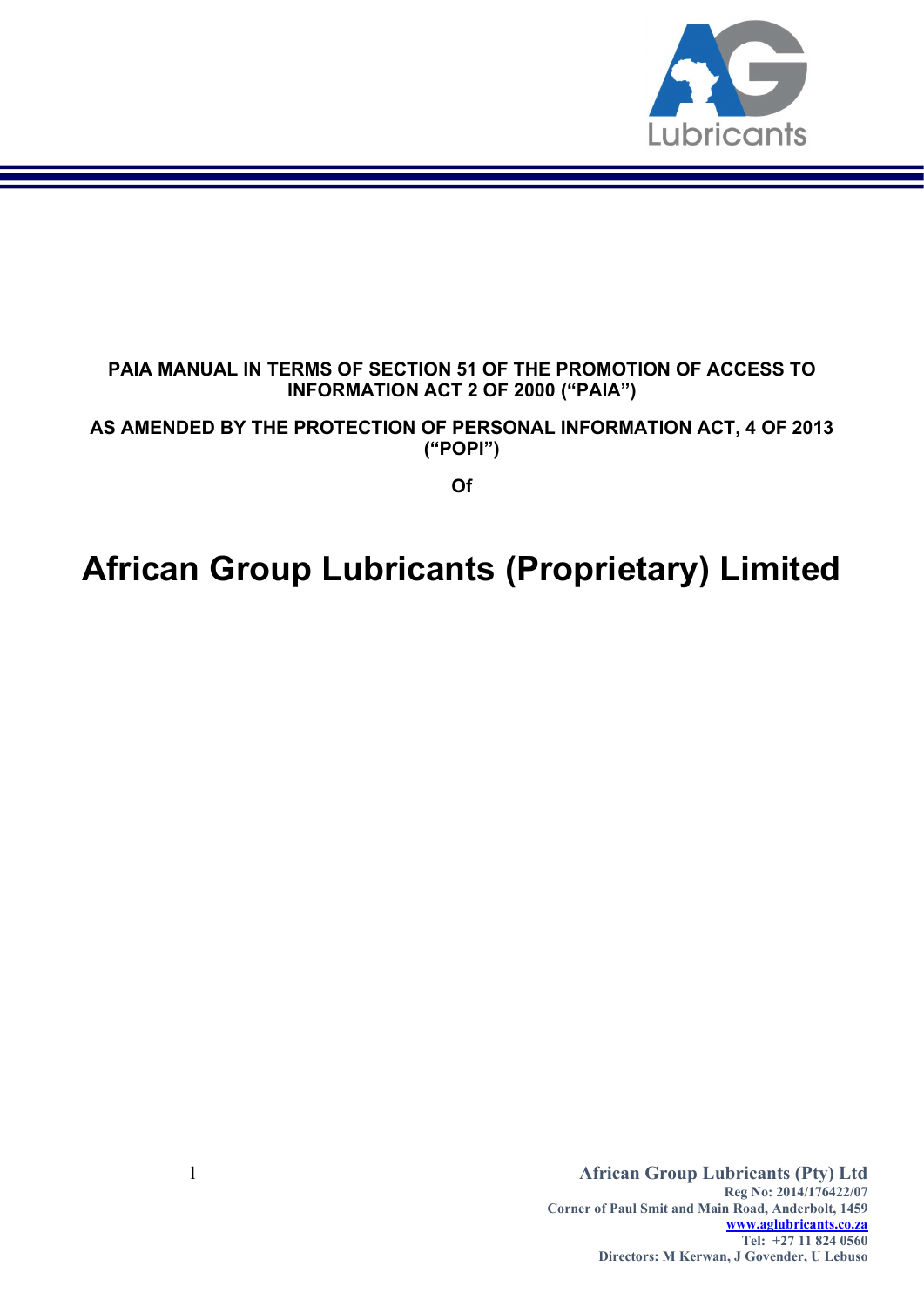**PAIA MANUAL IN TERMS OF SECTION 51 OF THE PROMOTION OF ACCESS TO INFORMATION ACT 2 OF 2000 ("PAIA")**

**AS AMENDED BY THE PROTECTION OF PERSONAL INFORMATION ACT, 4 OF 2013 ("POPI")**

**Of**

# African Group Lubricants (Proprietary) Limited

**African Group Lubricants (Pty) Ltd**
**Reg No: 2014/176422/07**
**Corner of Paul Smit and Main Road, Anderbolt, 1459**
**www.aglubricants.co.za**
**Tel: +27 11 824 0560**
**Directors: M Kerwan, J Govender, U Lebuso**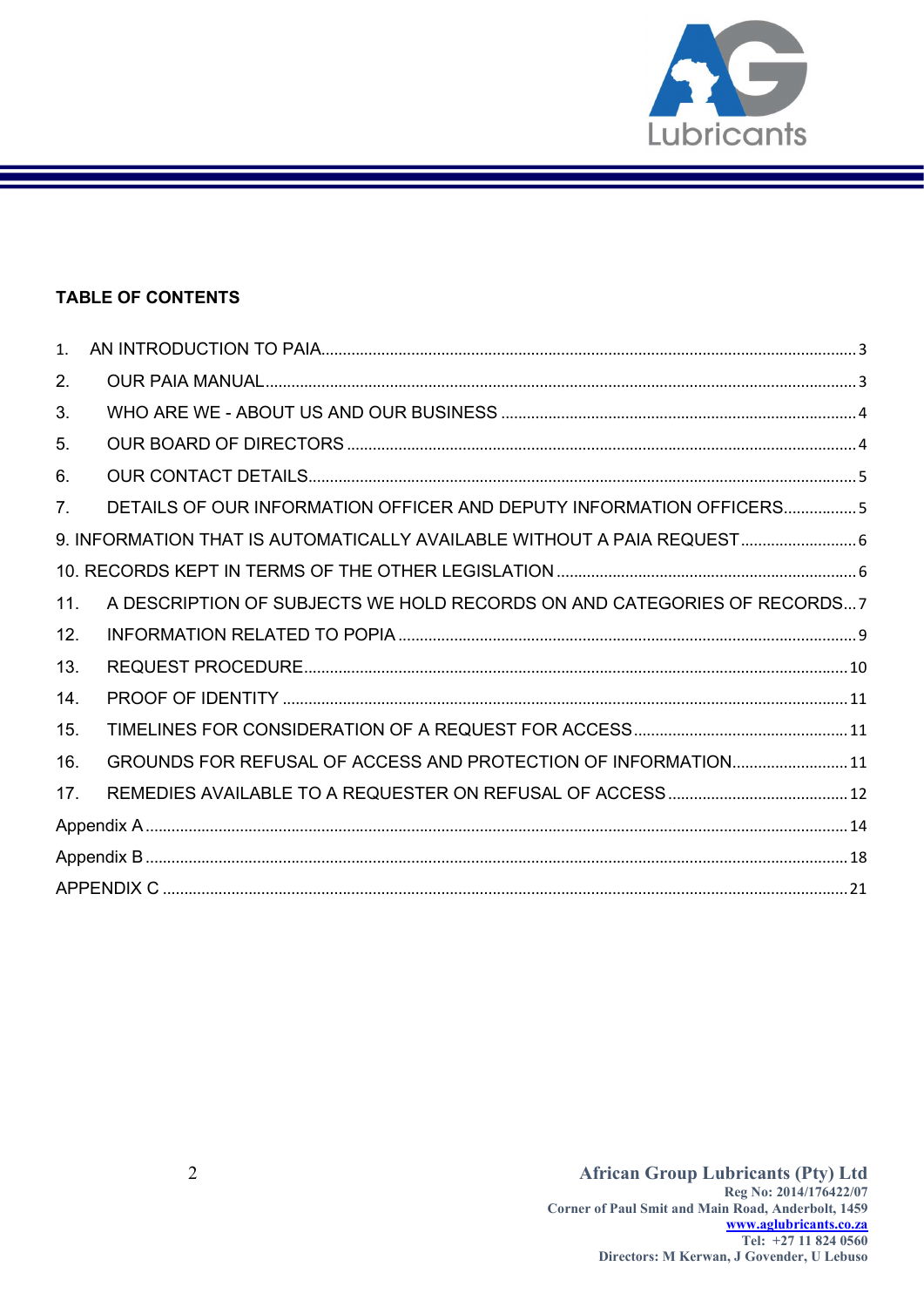**TABLE OF CONTENTS**

1. AN INTRODUCTION TO PAIA........................................................................................................3
2. OUR PAIA MANUAL........................................................................................................3
3. WHO ARE WE - ABOUT US AND OUR BUSINESS........................................................................................................4
5. OUR BOARD OF DIRECTORS........................................................................................................4
6. OUR CONTACT DETAILS........................................................................................................5
7. DETAILS OF OUR INFORMATION OFFICER AND DEPUTY INFORMATION OFFICERS..................5

9. INFORMATION THAT IS AUTOMATICALLY AVAILABLE WITHOUT A PAIA REQUEST..........................6

10. RECORDS KEPT IN TERMS OF THE OTHER LEGISLATION........................................................................6

11. A DESCRIPTION OF SUBJECTS WE HOLD RECORDS ON AND CATEGORIES OF RECORDS...7
12. INFORMATION RELATED TO POPIA........................................................................................................9
13. REQUEST PROCEDURE........................................................................................................10
14. PROOF OF IDENTITY........................................................................................................11
15. TIMELINES FOR CONSIDERATION OF A REQUEST FOR ACCESS.................................................11
16. GROUNDS FOR REFUSAL OF ACCESS AND PROTECTION OF INFORMATION...........................11
17. REMEDIES AVAILABLE TO A REQUESTER ON REFUSAL OF ACCESS.........................................12

Appendix A........................................................................................................14

Appendix B........................................................................................................18

APPENDIX C........................................................................................................21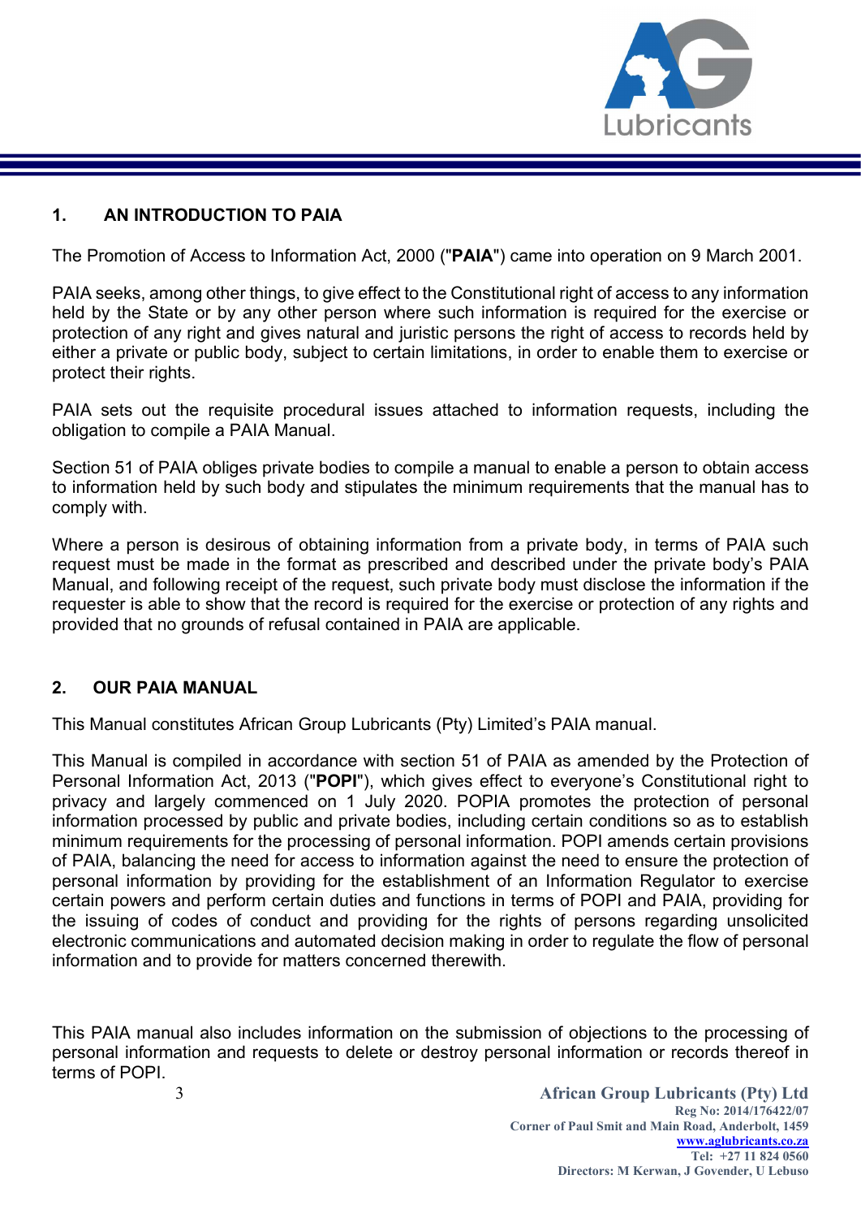## 1. AN INTRODUCTION TO PAIA

The Promotion of Access to Information Act, 2000 ("**PAIA**") came into operation on 9 March 2001.

PAIA seeks, among other things, to give effect to the Constitutional right of access to any information held by the State or by any other person where such information is required for the exercise or protection of any right and gives natural and juristic persons the right of access to records held by either a private or public body, subject to certain limitations, in order to enable them to exercise or protect their rights.

PAIA sets out the requisite procedural issues attached to information requests, including the obligation to compile a PAIA Manual.

Section 51 of PAIA obliges private bodies to compile a manual to enable a person to obtain access to information held by such body and stipulates the minimum requirements that the manual has to comply with.

Where a person is desirous of obtaining information from a private body, in terms of PAIA such request must be made in the format as prescribed and described under the private body's PAIA Manual, and following receipt of the request, such private body must disclose the information if the requester is able to show that the record is required for the exercise or protection of any rights and provided that no grounds of refusal contained in PAIA are applicable.

## 2. OUR PAIA MANUAL

This Manual constitutes African Group Lubricants (Pty) Limited's PAIA manual.

This Manual is compiled in accordance with section 51 of PAIA as amended by the Protection of Personal Information Act, 2013 ("**POPI**"), which gives effect to everyone's Constitutional right to privacy and largely commenced on 1 July 2020. POPIA promotes the protection of personal information processed by public and private bodies, including certain conditions so as to establish minimum requirements for the processing of personal information. POPI amends certain provisions of PAIA, balancing the need for access to information against the need to ensure the protection of personal information by providing for the establishment of an Information Regulator to exercise certain powers and perform certain duties and functions in terms of POPI and PAIA, providing for the issuing of codes of conduct and providing for the rights of persons regarding unsolicited electronic communications and automated decision making in order to regulate the flow of personal information and to provide for matters concerned therewith.

This PAIA manual also includes information on the submission of objections to the processing of personal information and requests to delete or destroy personal information or records thereof in terms of POPI.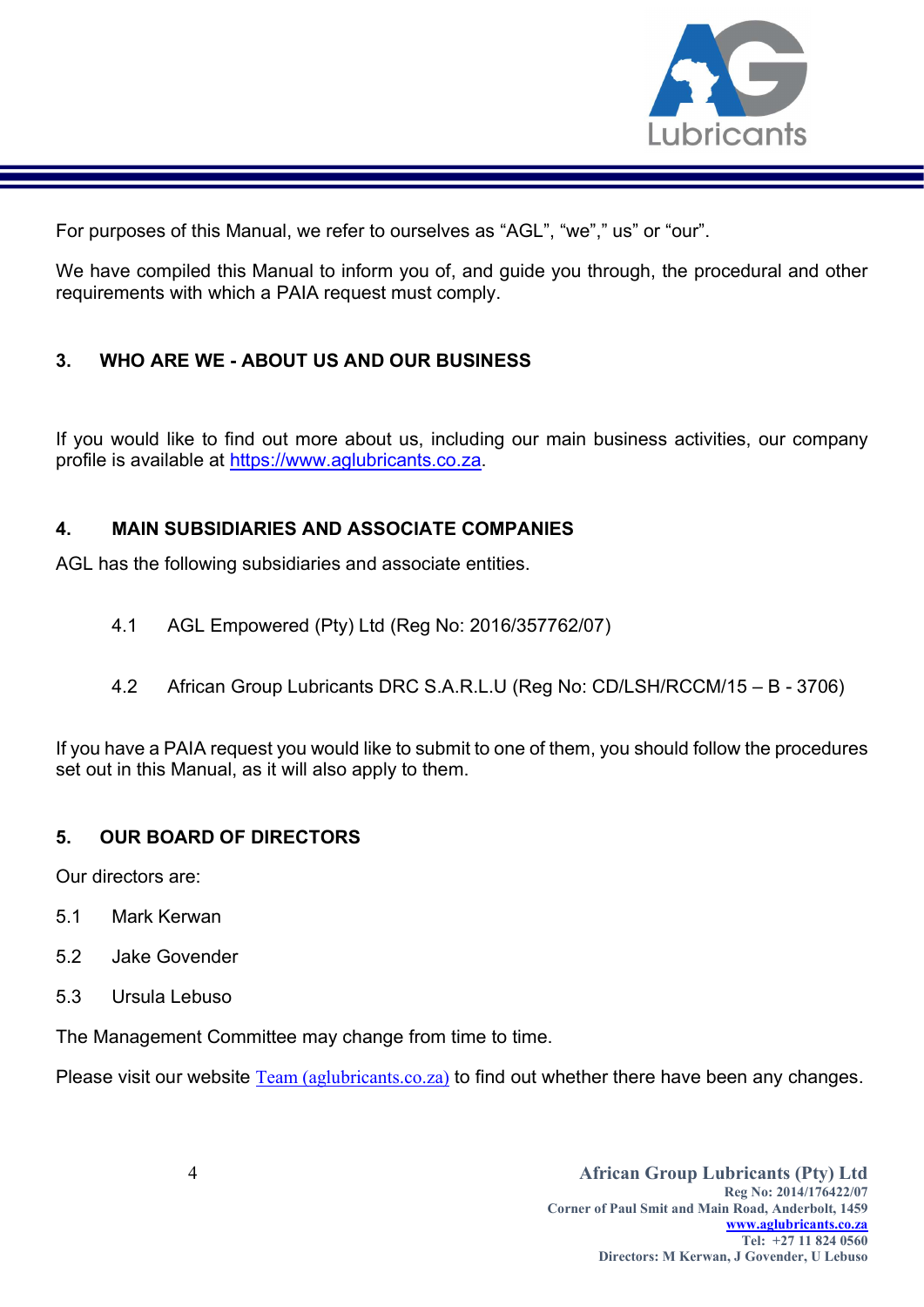For purposes of this Manual, we refer to ourselves as "AGL", "we"," us" or "our".

We have compiled this Manual to inform you of, and guide you through, the procedural and other requirements with which a PAIA request must comply.

## 3. WHO ARE WE - ABOUT US AND OUR BUSINESS

If you would like to find out more about us, including our main business activities, our company profile is available at [https://www.aglubricants.co.za](https://www.aglubricants.co.za).

## 4. MAIN SUBSIDIARIES AND ASSOCIATE COMPANIES

AGL has the following subsidiaries and associate entities.

4.1 AGL Empowered (Pty) Ltd (Reg No: 2016/357762/07)

4.2 African Group Lubricants DRC S.A.R.L.U (Reg No: CD/LSH/RCCM/15 – B - 3706)

If you have a PAIA request you would like to submit to one of them, you should follow the procedures set out in this Manual, as it will also apply to them.

## 5. OUR BOARD OF DIRECTORS

Our directors are:

5.1 Mark Kerwan

5.2 Jake Govender

5.3 Ursula Lebuso

The Management Committee may change from time to time.

Please visit our website Team (aglubricants.co.za) to find out whether there have been any changes.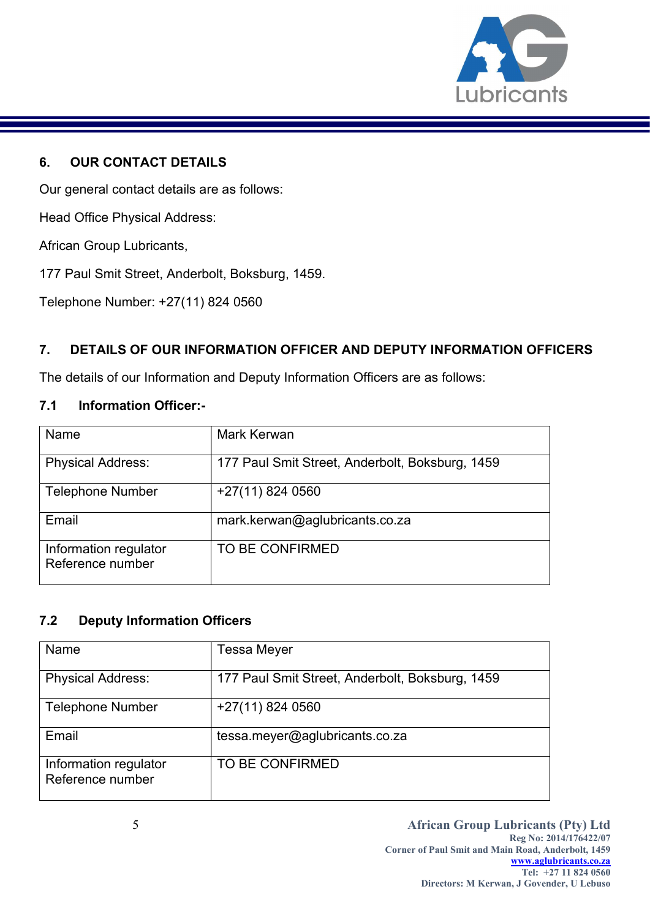## 6. OUR CONTACT DETAILS

Our general contact details are as follows:

Head Office Physical Address:

African Group Lubricants,

177 Paul Smit Street, Anderbolt, Boksburg, 1459.

Telephone Number: +27(11) 824 0560

## 7. DETAILS OF OUR INFORMATION OFFICER AND DEPUTY INFORMATION OFFICERS

The details of our Information and Deputy Information Officers are as follows:

### 7.1 Information Officer:-

| Name | Mark Kerwan |
|---|---|
| Physical Address: | 177 Paul Smit Street, Anderbolt, Boksburg, 1459 |
| Telephone Number | +27(11) 824 0560 |
| Email | mark.kerwan@aglubricants.co.za |
| Information regulator Reference number | TO BE CONFIRMED |

### 7.2 Deputy Information Officers

| Name | Tessa Meyer |
|---|---|
| Physical Address: | 177 Paul Smit Street, Anderbolt, Boksburg, 1459 |
| Telephone Number | +27(11) 824 0560 |
| Email | tessa.meyer@aglubricants.co.za |
| Information regulator Reference number | TO BE CONFIRMED |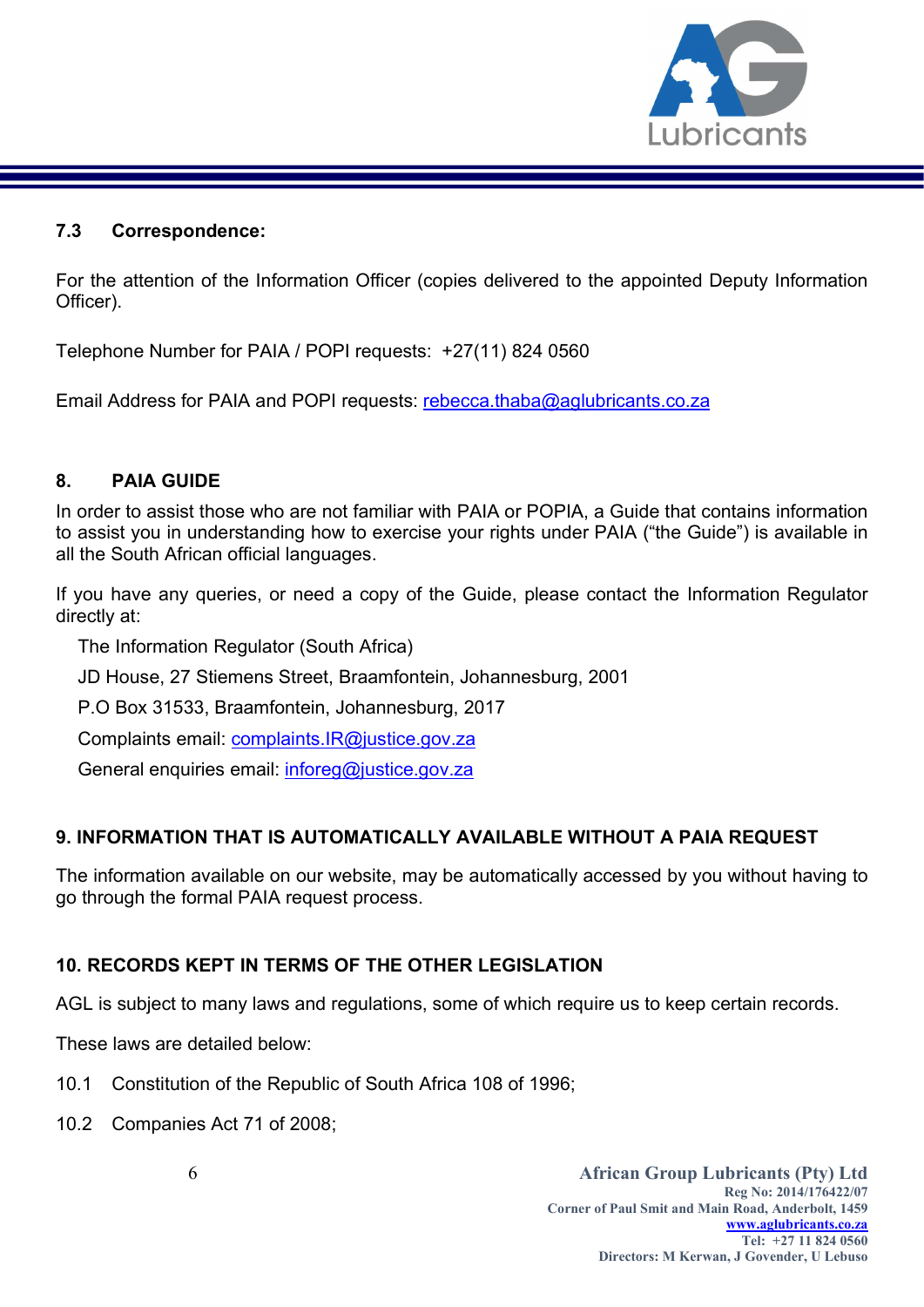### 7.3 Correspondence:

For the attention of the Information Officer (copies delivered to the appointed Deputy Information Officer).

Telephone Number for PAIA / POPI requests: +27(11) 824 0560

Email Address for PAIA and POPI requests: rebecca.thaba@aglubricants.co.za

## 8. PAIA GUIDE

In order to assist those who are not familiar with PAIA or POPIA, a Guide that contains information to assist you in understanding how to exercise your rights under PAIA ("the Guide") is available in all the South African official languages.

If you have any queries, or need a copy of the Guide, please contact the Information Regulator directly at:

The Information Regulator (South Africa)

JD House, 27 Stiemens Street, Braamfontein, Johannesburg, 2001

P.O Box 31533, Braamfontein, Johannesburg, 2017

Complaints email: complaints.IR@justice.gov.za

General enquiries email: inforeg@justice.gov.za

## 9. INFORMATION THAT IS AUTOMATICALLY AVAILABLE WITHOUT A PAIA REQUEST

The information available on our website, may be automatically accessed by you without having to go through the formal PAIA request process.

## 10. RECORDS KEPT IN TERMS OF THE OTHER LEGISLATION

AGL is subject to many laws and regulations, some of which require us to keep certain records.

These laws are detailed below:

10.1 Constitution of the Republic of South Africa 108 of 1996;

10.2 Companies Act 71 of 2008;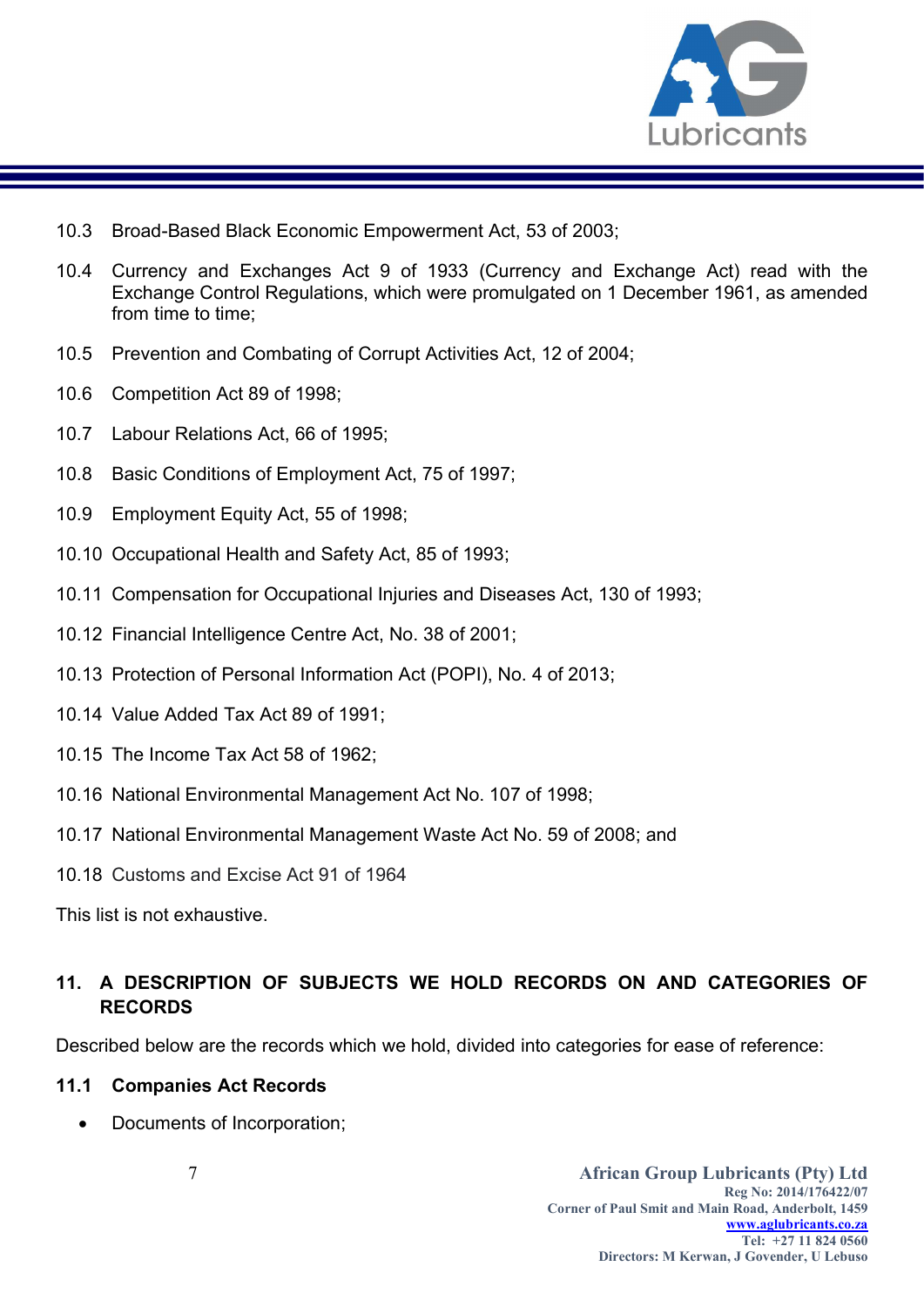10.3 Broad-Based Black Economic Empowerment Act, 53 of 2003;

10.4 Currency and Exchanges Act 9 of 1933 (Currency and Exchange Act) read with the Exchange Control Regulations, which were promulgated on 1 December 1961, as amended from time to time;

10.5 Prevention and Combating of Corrupt Activities Act, 12 of 2004;

10.6 Competition Act 89 of 1998;

10.7 Labour Relations Act, 66 of 1995;

10.8 Basic Conditions of Employment Act, 75 of 1997;

10.9 Employment Equity Act, 55 of 1998;

10.10 Occupational Health and Safety Act, 85 of 1993;

10.11 Compensation for Occupational Injuries and Diseases Act, 130 of 1993;

10.12 Financial Intelligence Centre Act, No. 38 of 2001;

10.13 Protection of Personal Information Act (POPI), No. 4 of 2013;

10.14 Value Added Tax Act 89 of 1991;

10.15 The Income Tax Act 58 of 1962;

10.16 National Environmental Management Act No. 107 of 1998;

10.17 National Environmental Management Waste Act No. 59 of 2008; and

10.18 Customs and Excise Act 91 of 1964

This list is not exhaustive.

## 11. A DESCRIPTION OF SUBJECTS WE HOLD RECORDS ON AND CATEGORIES OF RECORDS

Described below are the records which we hold, divided into categories for ease of reference:

### 11.1 Companies Act Records

- Documents of Incorporation;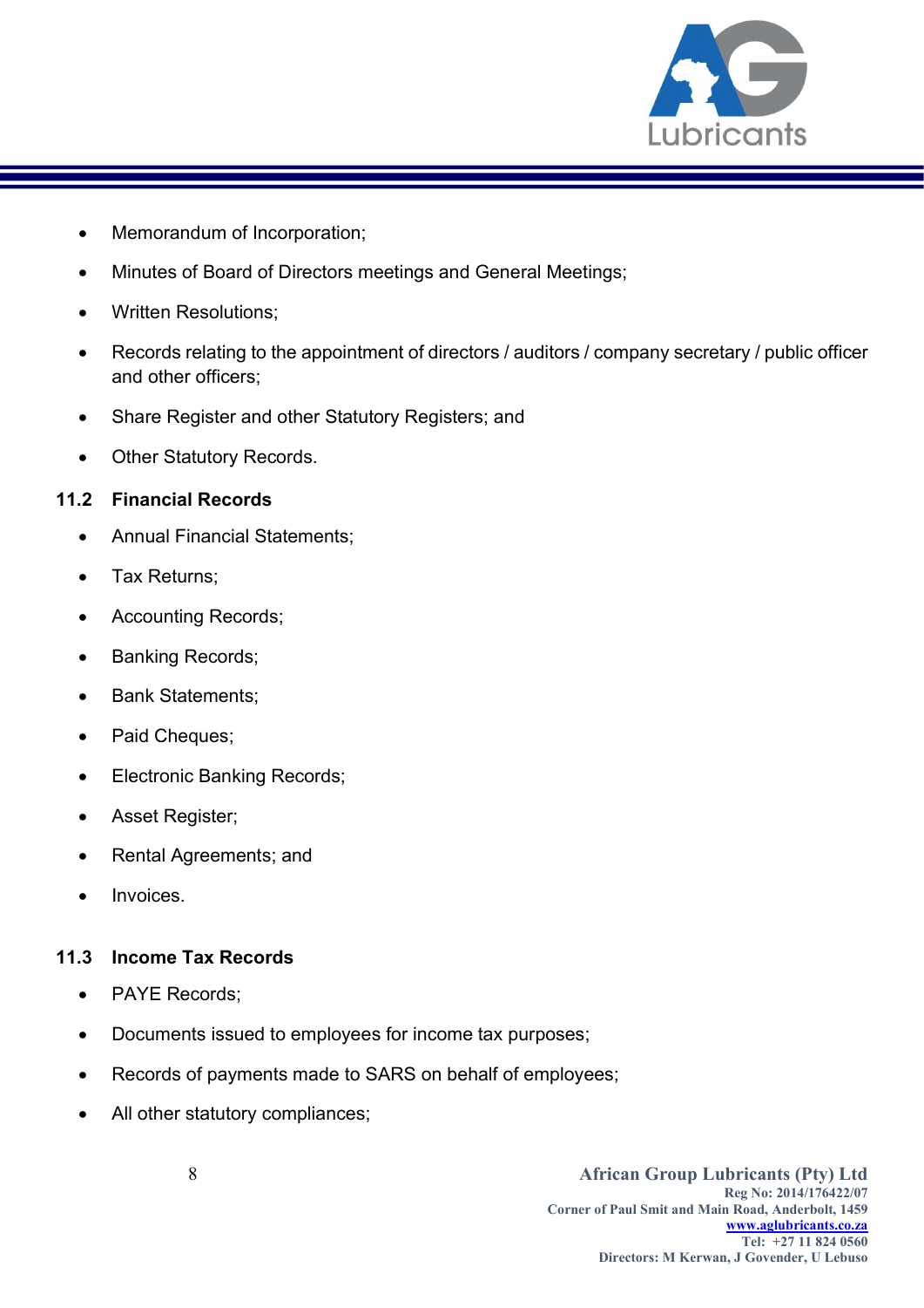- Memorandum of Incorporation;
- Minutes of Board of Directors meetings and General Meetings;
- Written Resolutions;
- Records relating to the appointment of directors / auditors / company secretary / public officer and other officers;
- Share Register and other Statutory Registers; and
- Other Statutory Records.

### 11.2 Financial Records

- Annual Financial Statements;
- Tax Returns;
- Accounting Records;
- Banking Records;
- Bank Statements;
- Paid Cheques;
- Electronic Banking Records;
- Asset Register;
- Rental Agreements; and
- Invoices.

### 11.3 Income Tax Records

- PAYE Records;
- Documents issued to employees for income tax purposes;
- Records of payments made to SARS on behalf of employees;
- All other statutory compliances;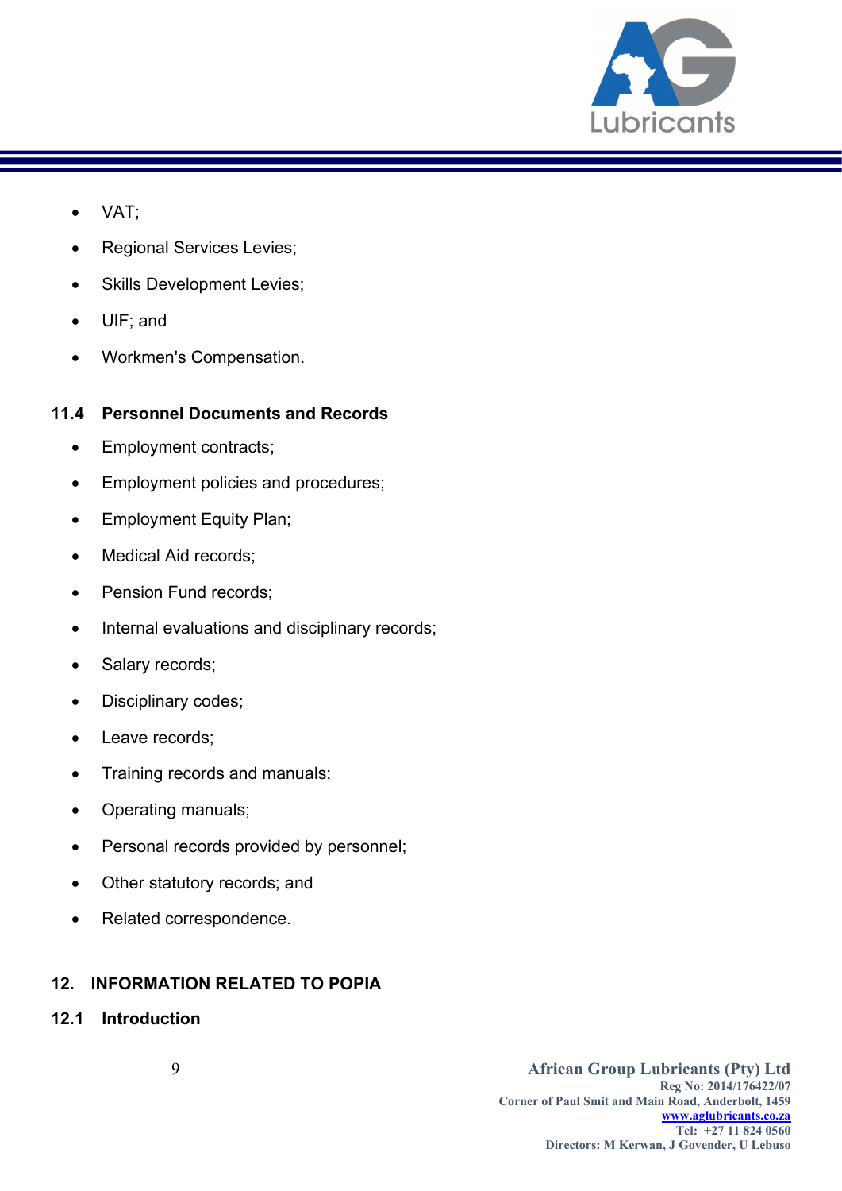- VAT;
- Regional Services Levies;
- Skills Development Levies;
- UIF; and
- Workmen's Compensation.

### 11.4 Personnel Documents and Records

- Employment contracts;
- Employment policies and procedures;
- Employment Equity Plan;
- Medical Aid records;
- Pension Fund records;
- Internal evaluations and disciplinary records;
- Salary records;
- Disciplinary codes;
- Leave records;
- Training records and manuals;
- Operating manuals;
- Personal records provided by personnel;
- Other statutory records; and
- Related correspondence.

## 12. INFORMATION RELATED TO POPIA

### 12.1 Introduction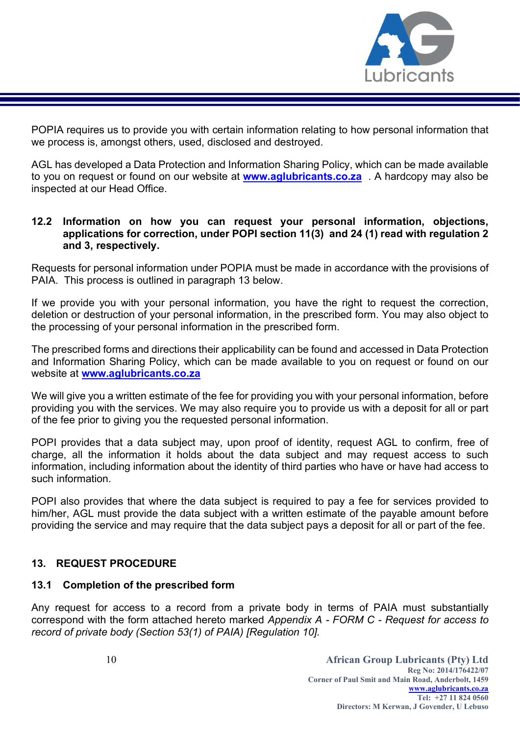POPIA requires us to provide you with certain information relating to how personal information that we process is, amongst others, used, disclosed and destroyed.

AGL has developed a Data Protection and Information Sharing Policy, which can be made available to you on request or found on our website at **[www.aglubricants.co.za](http://www.aglubricants.co.za)** . A hardcopy may also be inspected at our Head Office.

### 12.2 Information on how you can request your personal information, objections, applications for correction, under POPI section 11(3) and 24 (1) read with regulation 2 and 3, respectively.

Requests for personal information under POPIA must be made in accordance with the provisions of PAIA. This process is outlined in paragraph 13 below.

If we provide you with your personal information, you have the right to request the correction, deletion or destruction of your personal information, in the prescribed form. You may also object to the processing of your personal information in the prescribed form.

The prescribed forms and directions their applicability can be found and accessed in Data Protection and Information Sharing Policy, which can be made available to you on request or found on our website at **[www.aglubricants.co.za](http://www.aglubricants.co.za)**

We will give you a written estimate of the fee for providing you with your personal information, before providing you with the services. We may also require you to provide us with a deposit for all or part of the fee prior to giving you the requested personal information.

POPI provides that a data subject may, upon proof of identity, request AGL to confirm, free of charge, all the information it holds about the data subject and may request access to such information, including information about the identity of third parties who have or have had access to such information.

POPI also provides that where the data subject is required to pay a fee for services provided to him/her, AGL must provide the data subject with a written estimate of the payable amount before providing the service and may require that the data subject pays a deposit for all or part of the fee.

## 13. REQUEST PROCEDURE

### 13.1 Completion of the prescribed form

Any request for access to a record from a private body in terms of PAIA must substantially correspond with the form attached hereto marked *Appendix A - FORM C - Request for access to record of private body (Section 53(1) of PAIA) [Regulation 10].*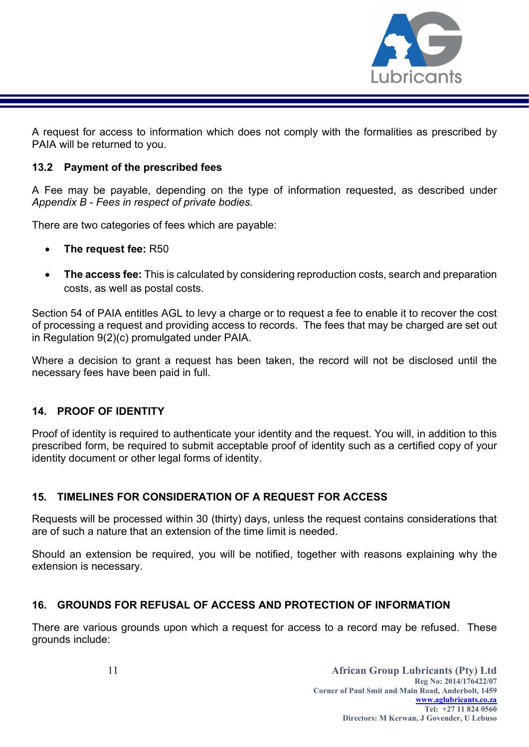A request for access to information which does not comply with the formalities as prescribed by PAIA will be returned to you.

### 13.2 Payment of the prescribed fees

A Fee may be payable, depending on the type of information requested, as described under *Appendix B - Fees in respect of private bodies.*

There are two categories of fees which are payable:

- **The request fee:** R50
- **The access fee:** This is calculated by considering reproduction costs, search and preparation costs, as well as postal costs.

Section 54 of PAIA entitles AGL to levy a charge or to request a fee to enable it to recover the cost of processing a request and providing access to records. The fees that may be charged are set out in Regulation 9(2)(c) promulgated under PAIA.

Where a decision to grant a request has been taken, the record will not be disclosed until the necessary fees have been paid in full.

## 14. PROOF OF IDENTITY

Proof of identity is required to authenticate your identity and the request. You will, in addition to this prescribed form, be required to submit acceptable proof of identity such as a certified copy of your identity document or other legal forms of identity.

## 15. TIMELINES FOR CONSIDERATION OF A REQUEST FOR ACCESS

Requests will be processed within 30 (thirty) days, unless the request contains considerations that are of such a nature that an extension of the time limit is needed.

Should an extension be required, you will be notified, together with reasons explaining why the extension is necessary.

## 16. GROUNDS FOR REFUSAL OF ACCESS AND PROTECTION OF INFORMATION

There are various grounds upon which a request for access to a record may be refused. These grounds include: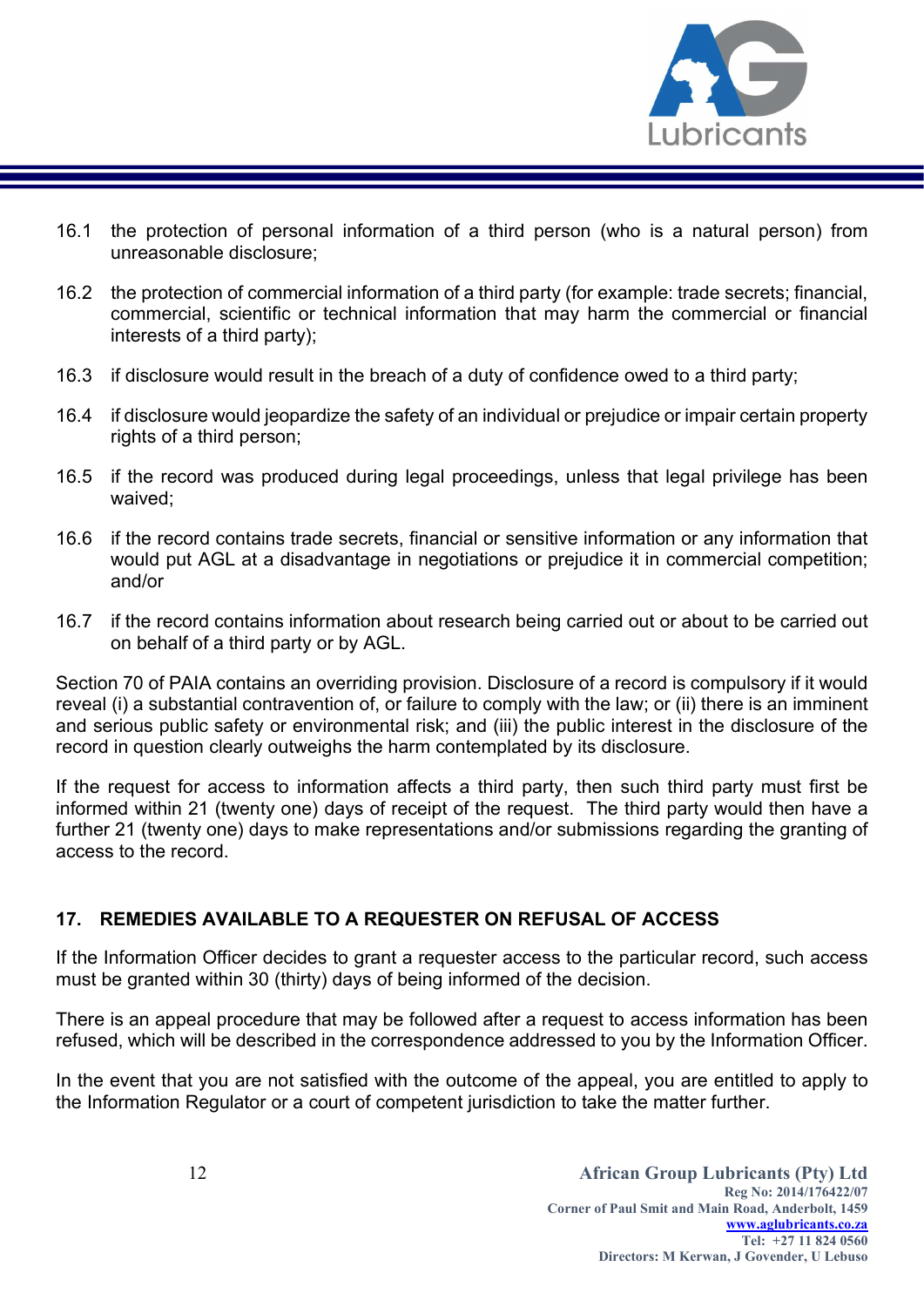16.1 the protection of personal information of a third person (who is a natural person) from unreasonable disclosure;

16.2 the protection of commercial information of a third party (for example: trade secrets; financial, commercial, scientific or technical information that may harm the commercial or financial interests of a third party);

16.3 if disclosure would result in the breach of a duty of confidence owed to a third party;

16.4 if disclosure would jeopardize the safety of an individual or prejudice or impair certain property rights of a third person;

16.5 if the record was produced during legal proceedings, unless that legal privilege has been waived;

16.6 if the record contains trade secrets, financial or sensitive information or any information that would put AGL at a disadvantage in negotiations or prejudice it in commercial competition; and/or

16.7 if the record contains information about research being carried out or about to be carried out on behalf of a third party or by AGL.

Section 70 of PAIA contains an overriding provision. Disclosure of a record is compulsory if it would reveal (i) a substantial contravention of, or failure to comply with the law; or (ii) there is an imminent and serious public safety or environmental risk; and (iii) the public interest in the disclosure of the record in question clearly outweighs the harm contemplated by its disclosure.

If the request for access to information affects a third party, then such third party must first be informed within 21 (twenty one) days of receipt of the request. The third party would then have a further 21 (twenty one) days to make representations and/or submissions regarding the granting of access to the record.

## 17. REMEDIES AVAILABLE TO A REQUESTER ON REFUSAL OF ACCESS

If the Information Officer decides to grant a requester access to the particular record, such access must be granted within 30 (thirty) days of being informed of the decision.

There is an appeal procedure that may be followed after a request to access information has been refused, which will be described in the correspondence addressed to you by the Information Officer.

In the event that you are not satisfied with the outcome of the appeal, you are entitled to apply to the Information Regulator or a court of competent jurisdiction to take the matter further.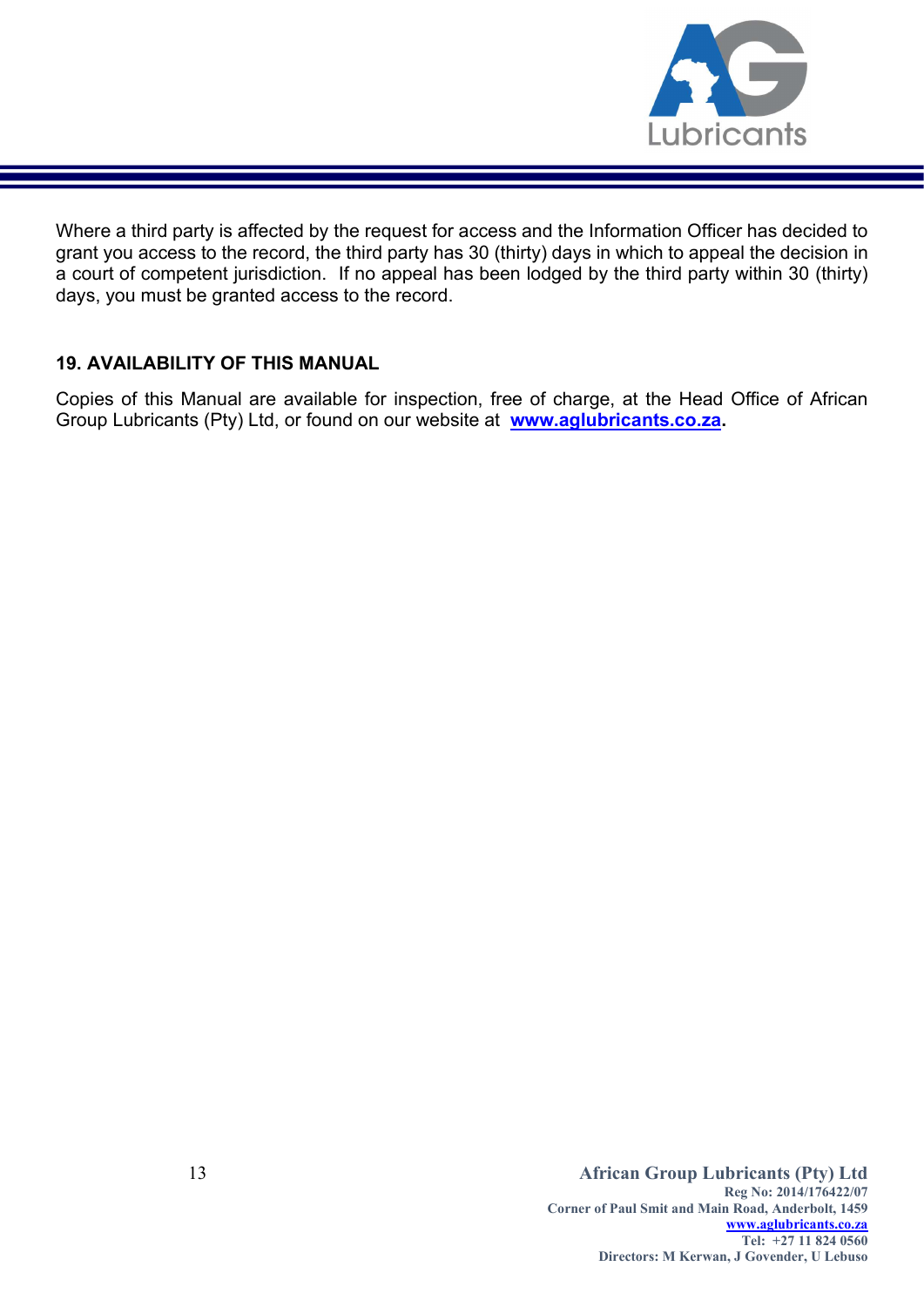Where a third party is affected by the request for access and the Information Officer has decided to grant you access to the record, the third party has 30 (thirty) days in which to appeal the decision in a court of competent jurisdiction. If no appeal has been lodged by the third party within 30 (thirty) days, you must be granted access to the record.

## 19. AVAILABILITY OF THIS MANUAL

Copies of this Manual are available for inspection, free of charge, at the Head Office of African Group Lubricants (Pty) Ltd, or found on our website at **www.aglubricants.co.za.**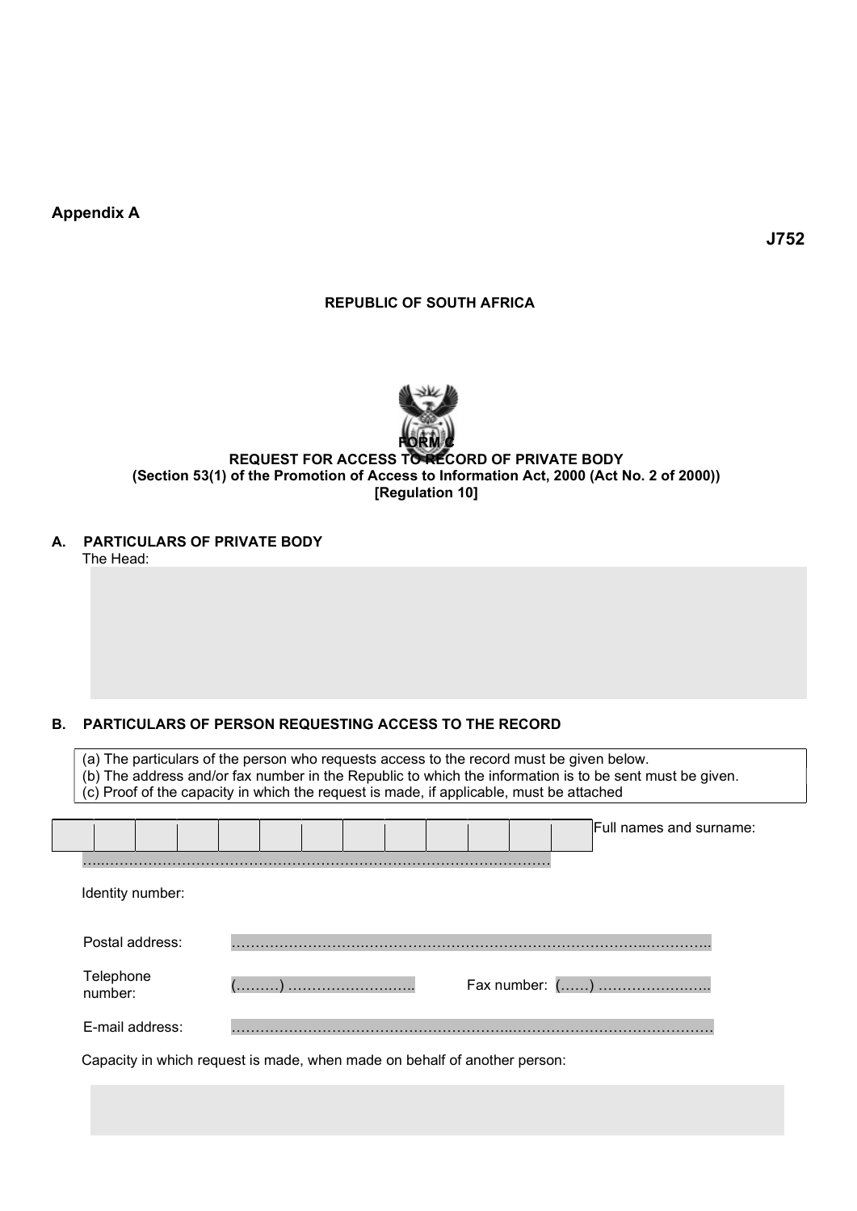**Appendix A**

**J752**

**REPUBLIC OF SOUTH AFRICA**

**FORM C**

**REQUEST FOR ACCESS TO RECORD OF PRIVATE BODY**
**(Section 53(1) of the Promotion of Access to Information Act, 2000 (Act No. 2 of 2000))**
**[Regulation 10]**

## A. PARTICULARS OF PRIVATE BODY

The Head:

## B. PARTICULARS OF PERSON REQUESTING ACCESS TO THE RECORD

(a) The particulars of the person who requests access to the record must be given below.
(b) The address and/or fax number in the Republic to which the information is to be sent must be given.
(c) Proof of the capacity in which the request is made, if applicable, must be attached

Full names and surname: ……………………………………………………………………………………

Identity number:

| | | | | | | | | | | | | |
|---|---|---|---|---|---|---|---|---|---|---|---|---|
| | | | | | | | | | | | | |

Postal address: ………………………………………………………………………………………

Telephone number: (………) ……………………… Fax number: (……) ……………………

E-mail address: ………………………………………………………………………………………

Capacity in which request is made, when made on behalf of another person: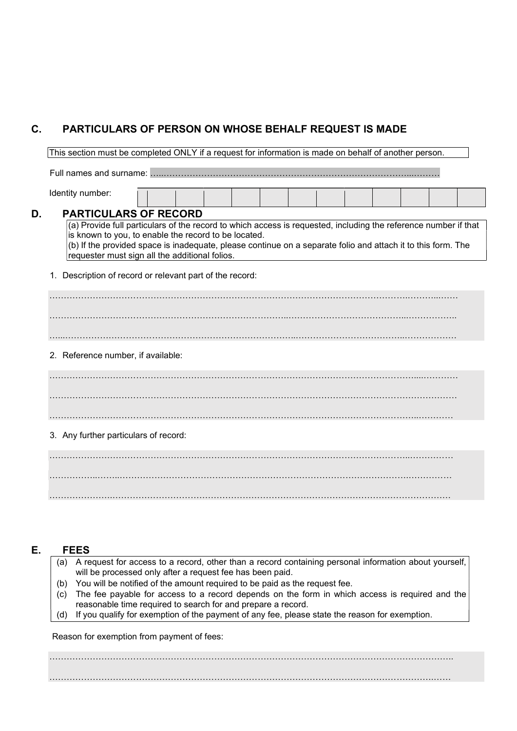## C. PARTICULARS OF PERSON ON WHOSE BEHALF REQUEST IS MADE

This section must be completed ONLY if a request for information is made on behalf of another person.

Full names and surname: ……………………………………………………………………………………………

Identity number:

| | | | | | | | | | | | | |
|---|---|---|---|---|---|---|---|---|---|---|---|---|
| | | | | | | | | | | | | |

## D. PARTICULARS OF RECORD

(a) Provide full particulars of the record to which access is requested, including the reference number if that is known to you, to enable the record to be located.
(b) If the provided space is inadequate, please continue on a separate folio and attach it to this form. The requester must sign all the additional folios.

1. Description of record or relevant part of the record:

……………………………………………………………………………………………………………………………

……………………………………………………………………………………………………………………………

……………………………………………………………………………………………………………………………

2. Reference number, if available:

……………………………………………………………………………………………………………………………

……………………………………………………………………………………………………………………………

……………………………………………………………………………………………………………………………

3. Any further particulars of record:

……………………………………………………………………………………………………………………………

……………………………………………………………………………………………………………………………

……………………………………………………………………………………………………………………………

## E. FEES

(a) A request for access to a record, other than a record containing personal information about yourself, will be processed only after a request fee has been paid.
(b) You will be notified of the amount required to be paid as the request fee.
(c) The fee payable for access to a record depends on the form in which access is required and the reasonable time required to search for and prepare a record.
(d) If you qualify for exemption of the payment of any fee, please state the reason for exemption.

Reason for exemption from payment of fees:

……………………………………………………………………………………………………………………………

……………………………………………………………………………………………………………………………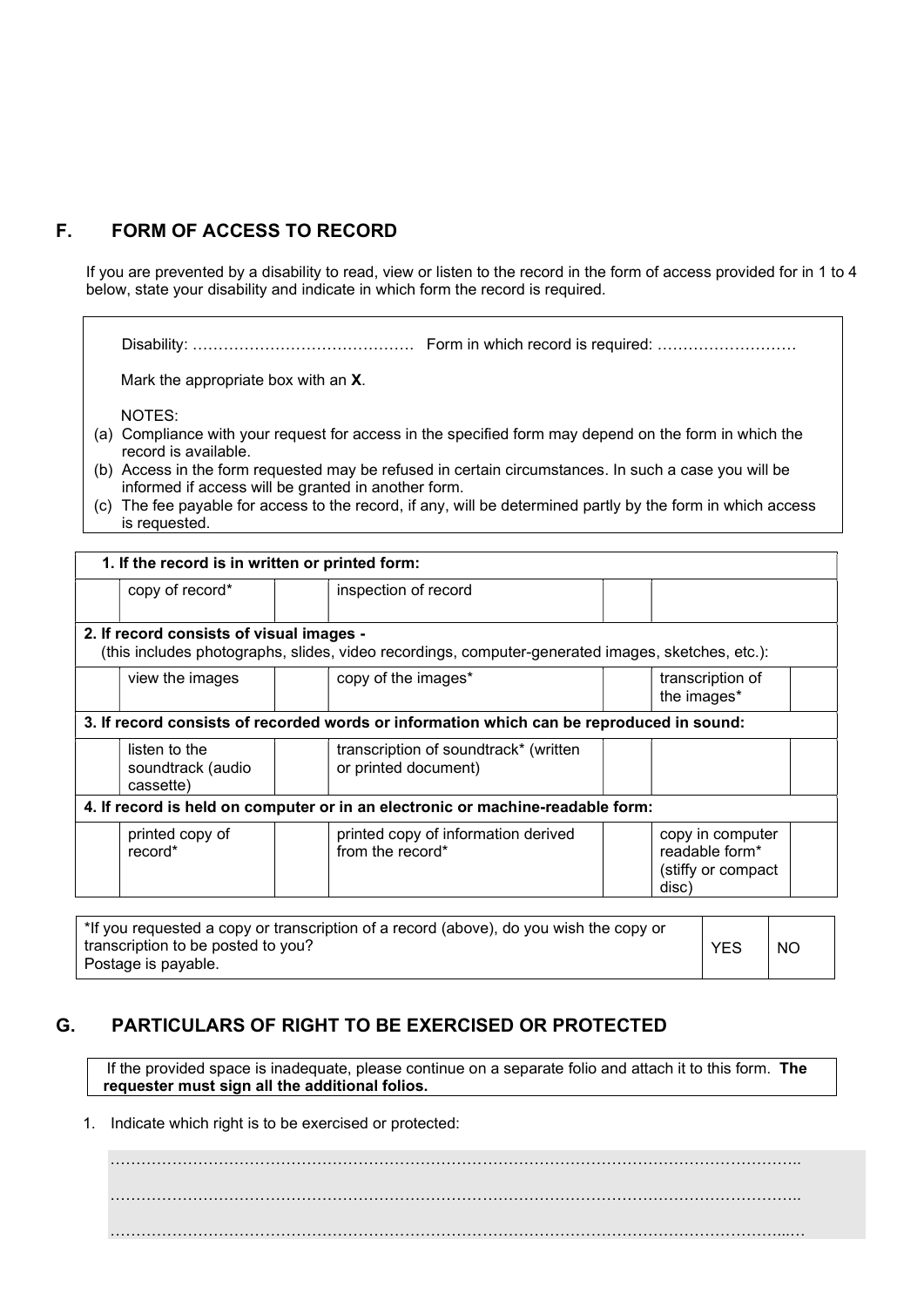## F. FORM OF ACCESS TO RECORD

If you are prevented by a disability to read, view or listen to the record in the form of access provided for in 1 to 4 below, state your disability and indicate in which form the record is required.

Disability: …………………………………… Form in which record is required: ………………………

Mark the appropriate box with an **X**.

NOTES:

(a) Compliance with your request for access in the specified form may depend on the form in which the record is available.
(b) Access in the form requested may be refused in certain circumstances. In such a case you will be informed if access will be granted in another form.
(c) The fee payable for access to the record, if any, will be determined partly by the form in which access is requested.

| **1. If the record is in written or printed form:** | | | | | |
|---|---|---|---|---|---|
| | copy of record* | | inspection of record | | |
| **2. If record consists of visual images -** (this includes photographs, slides, video recordings, computer-generated images, sketches, etc.): | | | | | |
| | view the images | | copy of the images* | | transcription of the images* |
| **3. If record consists of recorded words or information which can be reproduced in sound:** | | | | | |
| | listen to the soundtrack (audio cassette) | | transcription of soundtrack* (written or printed document) | | |
| **4. If record is held on computer or in an electronic or machine-readable form:** | | | | | |
| | printed copy of record* | | printed copy of information derived from the record* | | copy in computer readable form* (stiffy or compact disc) |

| *If you requested a copy or transcription of a record (above), do you wish the copy or transcription to be posted to you? Postage is payable. | YES | NO |
|---|---|---|

## G. PARTICULARS OF RIGHT TO BE EXERCISED OR PROTECTED

If the provided space is inadequate, please continue on a separate folio and attach it to this form. **The requester must sign all the additional folios.**

1. Indicate which right is to be exercised or protected:

………………………………………………………………………………………………………………..

………………………………………………………………………………………………………………..

………………………………………………………………………………………………………………..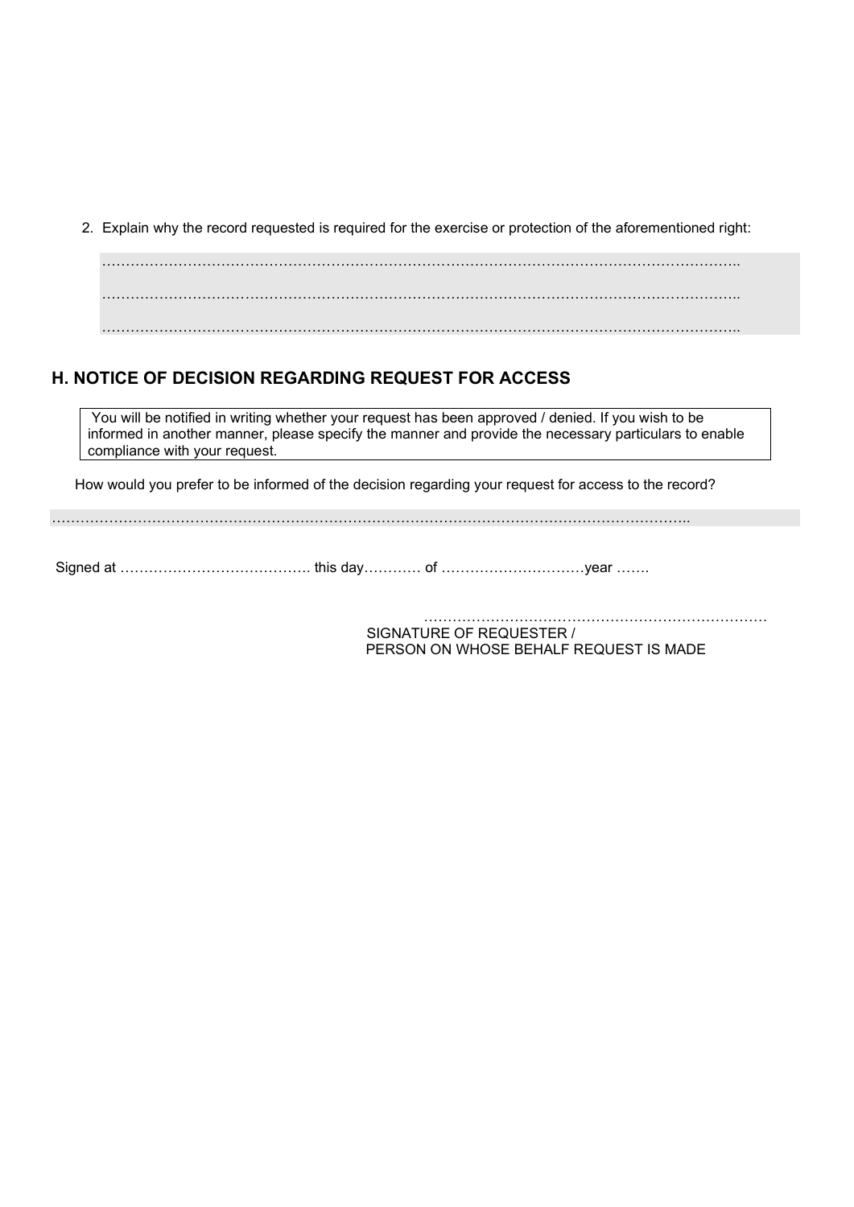2. Explain why the record requested is required for the exercise or protection of the aforementioned right:

……………………………………………………………………………………………………………………..

……………………………………………………………………………………………………………………..

……………………………………………………………………………………………………………………..

## H. NOTICE OF DECISION REGARDING REQUEST FOR ACCESS

| You will be notified in writing whether your request has been approved / denied. If you wish to be informed in another manner, please specify the manner and provide the necessary particulars to enable compliance with your request. |
|---|

How would you prefer to be informed of the decision regarding your request for access to the record?

……………………………………………………………………………………………………………………..

Signed at …………………………………. this day………… of …………………………year …….

…………………………………………………………………
SIGNATURE OF REQUESTER /
PERSON ON WHOSE BEHALF REQUEST IS MADE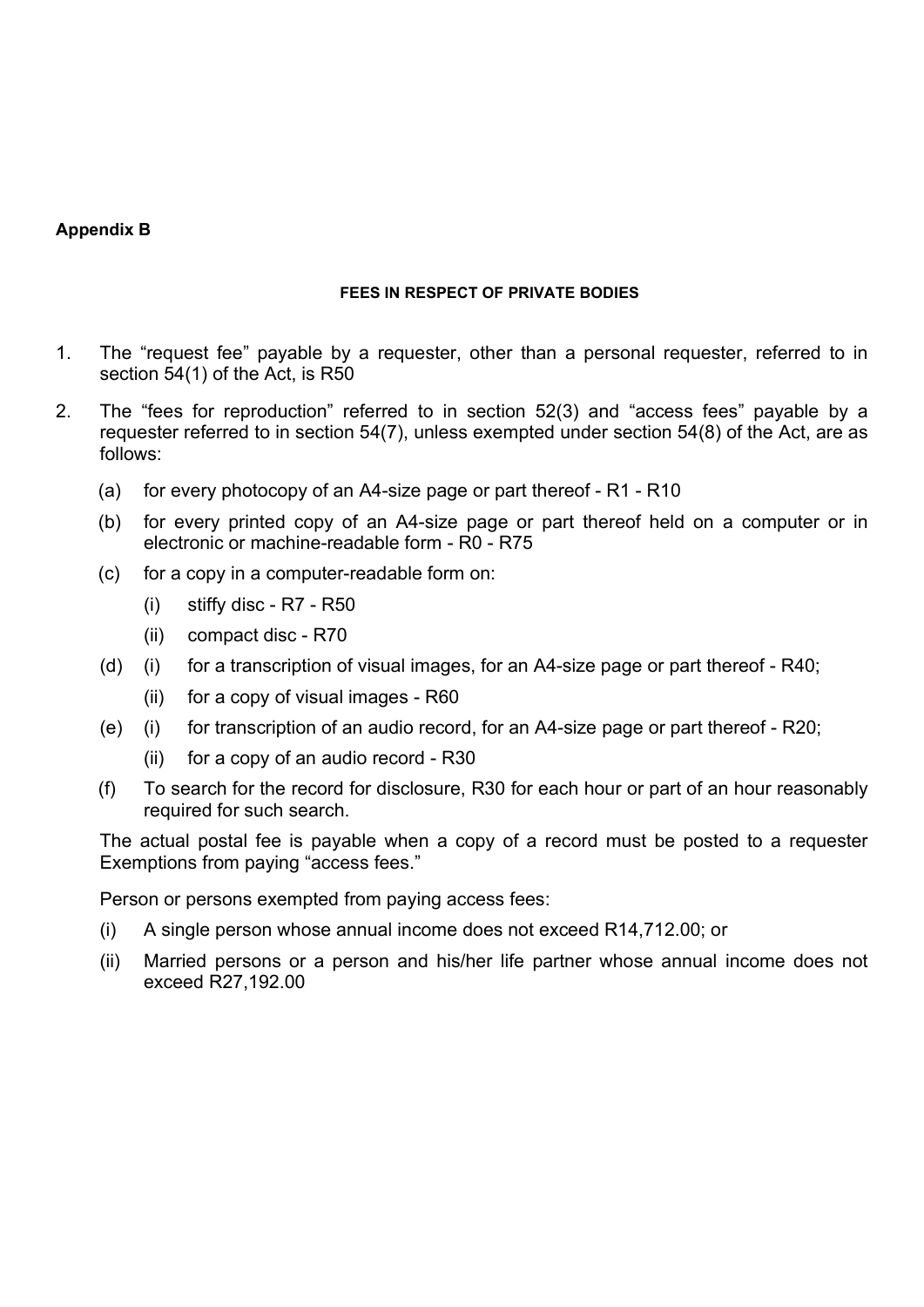**Appendix B**

**FEES IN RESPECT OF PRIVATE BODIES**

1. The "request fee" payable by a requester, other than a personal requester, referred to in section 54(1) of the Act, is R50

2. The "fees for reproduction" referred to in section 52(3) and "access fees" payable by a requester referred to in section 54(7), unless exempted under section 54(8) of the Act, are as follows:

   (a) for every photocopy of an A4-size page or part thereof - R1 - R10

   (b) for every printed copy of an A4-size page or part thereof held on a computer or in electronic or machine-readable form - R0 - R75

   (c) for a copy in a computer-readable form on:

      (i) stiffy disc - R7 - R50

      (ii) compact disc - R70

   (d) (i) for a transcription of visual images, for an A4-size page or part thereof - R40;

      (ii) for a copy of visual images - R60

   (e) (i) for transcription of an audio record, for an A4-size page or part thereof - R20;

      (ii) for a copy of an audio record - R30

   (f) To search for the record for disclosure, R30 for each hour or part of an hour reasonably required for such search.

   The actual postal fee is payable when a copy of a record must be posted to a requester Exemptions from paying "access fees."

   Person or persons exempted from paying access fees:

   (i) A single person whose annual income does not exceed R14,712.00; or

   (ii) Married persons or a person and his/her life partner whose annual income does not exceed R27,192.00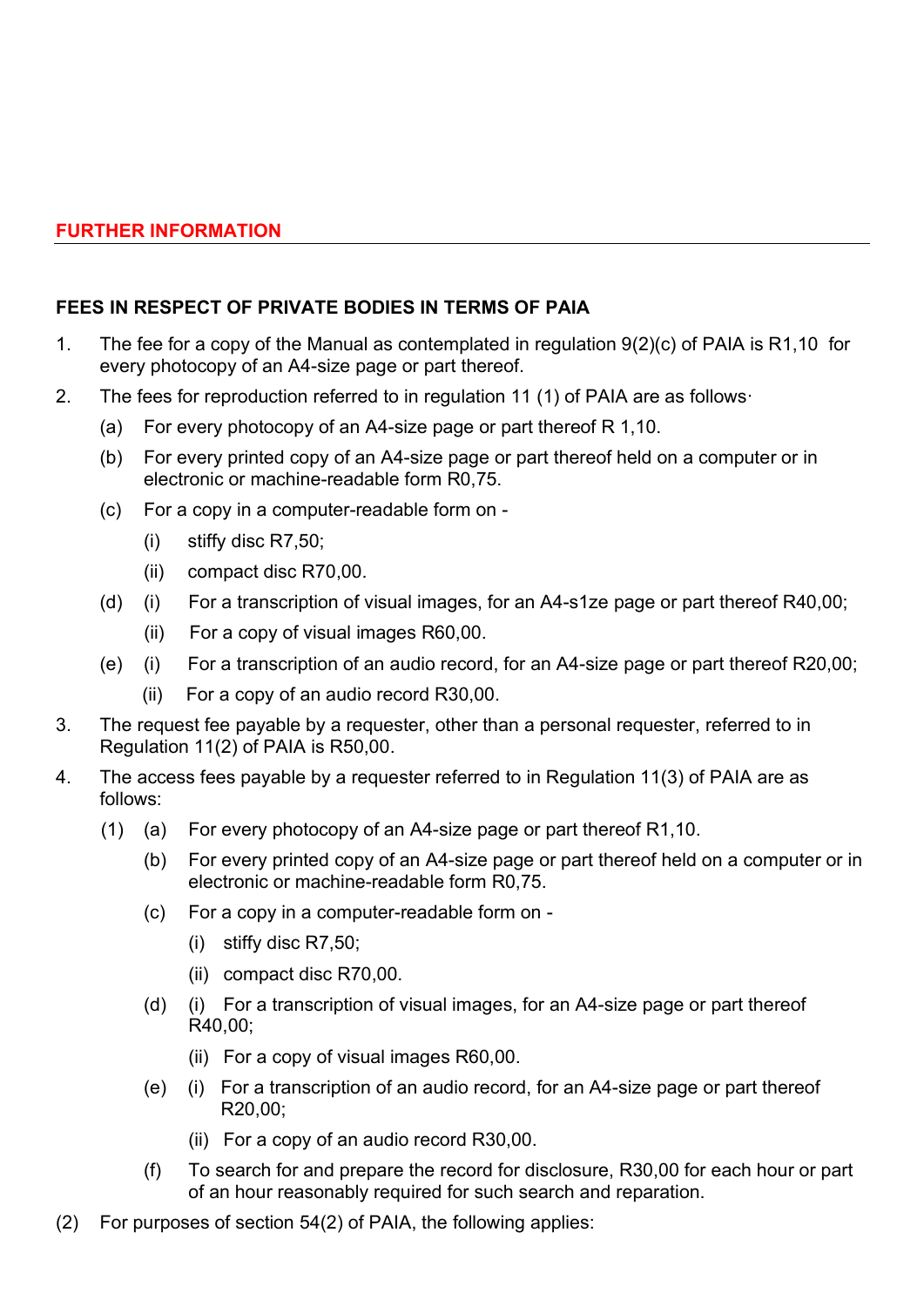## FURTHER INFORMATION

### FEES IN RESPECT OF PRIVATE BODIES IN TERMS OF PAIA

1. The fee for a copy of the Manual as contemplated in regulation 9(2)(c) of PAIA is R1,10 for every photocopy of an A4-size page or part thereof.
2. The fees for reproduction referred to in regulation 11 (1) of PAIA are as follows·
   - (a) For every photocopy of an A4-size page or part thereof R 1,10.
   - (b) For every printed copy of an A4-size page or part thereof held on a computer or in electronic or machine-readable form R0,75.
   - (c) For a copy in a computer-readable form on -
     - (i) stiffy disc R7,50;
     - (ii) compact disc R70,00.
   - (d) (i) For a transcription of visual images, for an A4-s1ze page or part thereof R40,00;
     - (ii) For a copy of visual images R60,00.
   - (e) (i) For a transcription of an audio record, for an A4-size page or part thereof R20,00;
     - (ii) For a copy of an audio record R30,00.
3. The request fee payable by a requester, other than a personal requester, referred to in Regulation 11(2) of PAIA is R50,00.
4. The access fees payable by a requester referred to in Regulation 11(3) of PAIA are as follows:
   - (1) (a) For every photocopy of an A4-size page or part thereof R1,10.
     - (b) For every printed copy of an A4-size page or part thereof held on a computer or in electronic or machine-readable form R0,75.
     - (c) For a copy in a computer-readable form on -
       - (i) stiffy disc R7,50;
       - (ii) compact disc R70,00.
     - (d) (i) For a transcription of visual images, for an A4-size page or part thereof R40,00;
       - (ii) For a copy of visual images R60,00.
     - (e) (i) For a transcription of an audio record, for an A4-size page or part thereof R20,00;
       - (ii) For a copy of an audio record R30,00.
     - (f) To search for and prepare the record for disclosure, R30,00 for each hour or part of an hour reasonably required for such search and reparation.

(2) For purposes of section 54(2) of PAIA, the following applies: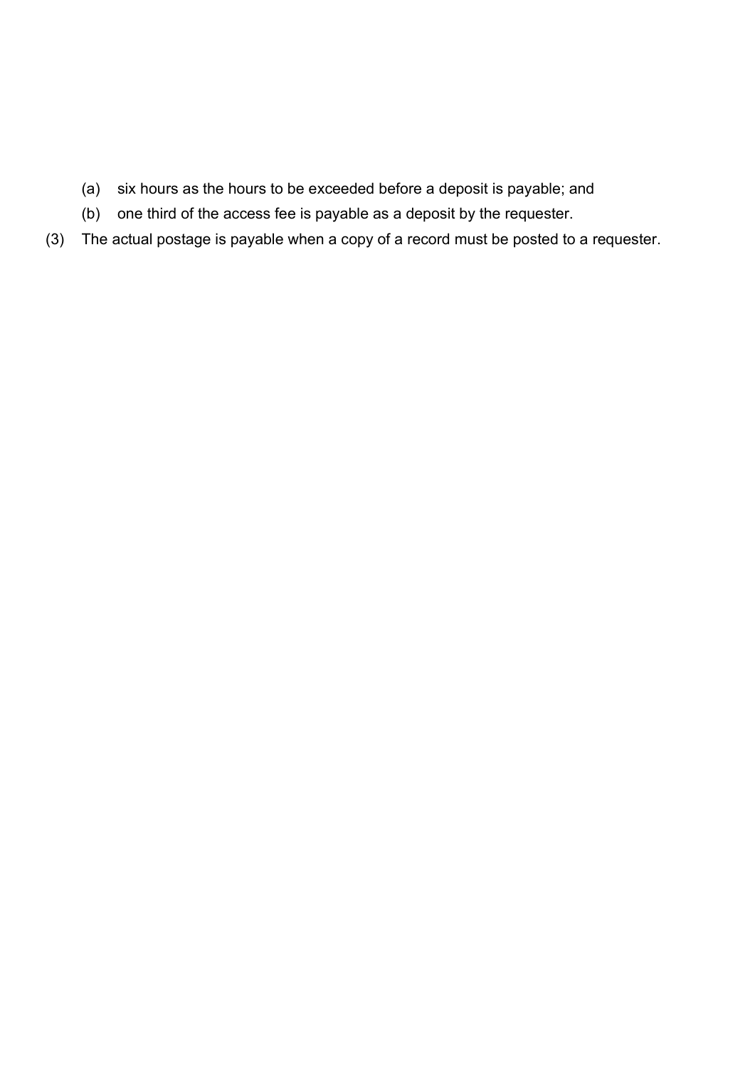(a) six hours as the hours to be exceeded before a deposit is payable; and

(b) one third of the access fee is payable as a deposit by the requester.

(3) The actual postage is payable when a copy of a record must be posted to a requester.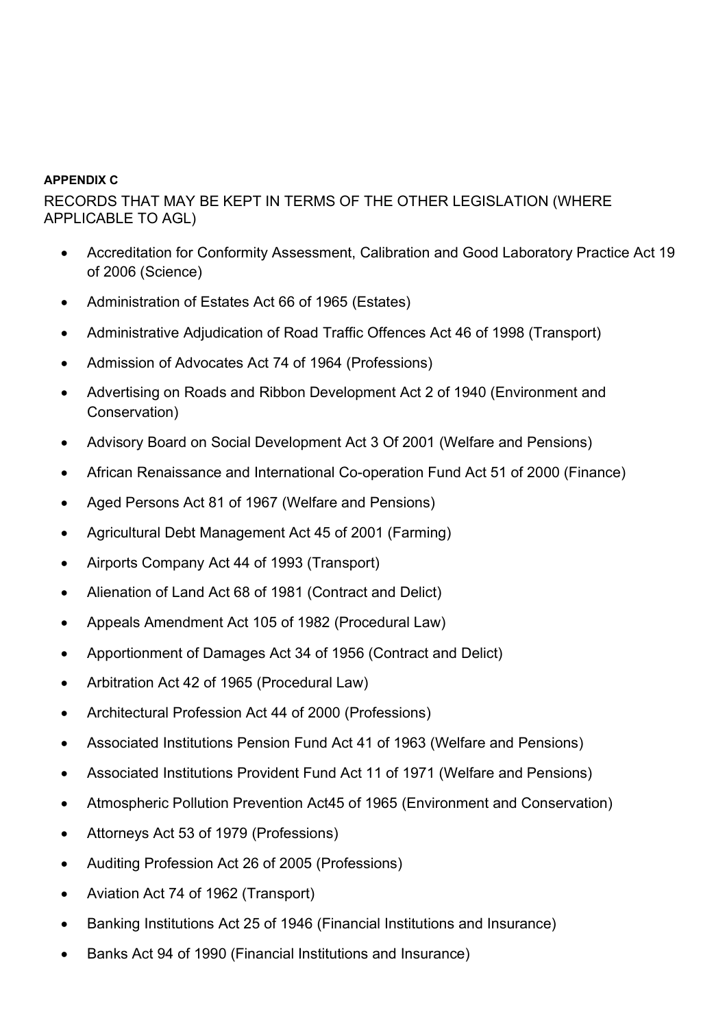**APPENDIX C**

RECORDS THAT MAY BE KEPT IN TERMS OF THE OTHER LEGISLATION (WHERE APPLICABLE TO AGL)

- Accreditation for Conformity Assessment, Calibration and Good Laboratory Practice Act 19 of 2006 (Science)
- Administration of Estates Act 66 of 1965 (Estates)
- Administrative Adjudication of Road Traffic Offences Act 46 of 1998 (Transport)
- Admission of Advocates Act 74 of 1964 (Professions)
- Advertising on Roads and Ribbon Development Act 2 of 1940 (Environment and Conservation)
- Advisory Board on Social Development Act 3 Of 2001 (Welfare and Pensions)
- African Renaissance and International Co-operation Fund Act 51 of 2000 (Finance)
- Aged Persons Act 81 of 1967 (Welfare and Pensions)
- Agricultural Debt Management Act 45 of 2001 (Farming)
- Airports Company Act 44 of 1993 (Transport)
- Alienation of Land Act 68 of 1981 (Contract and Delict)
- Appeals Amendment Act 105 of 1982 (Procedural Law)
- Apportionment of Damages Act 34 of 1956 (Contract and Delict)
- Arbitration Act 42 of 1965 (Procedural Law)
- Architectural Profession Act 44 of 2000 (Professions)
- Associated Institutions Pension Fund Act 41 of 1963 (Welfare and Pensions)
- Associated Institutions Provident Fund Act 11 of 1971 (Welfare and Pensions)
- Atmospheric Pollution Prevention Act45 of 1965 (Environment and Conservation)
- Attorneys Act 53 of 1979 (Professions)
- Auditing Profession Act 26 of 2005 (Professions)
- Aviation Act 74 of 1962 (Transport)
- Banking Institutions Act 25 of 1946 (Financial Institutions and Insurance)
- Banks Act 94 of 1990 (Financial Institutions and Insurance)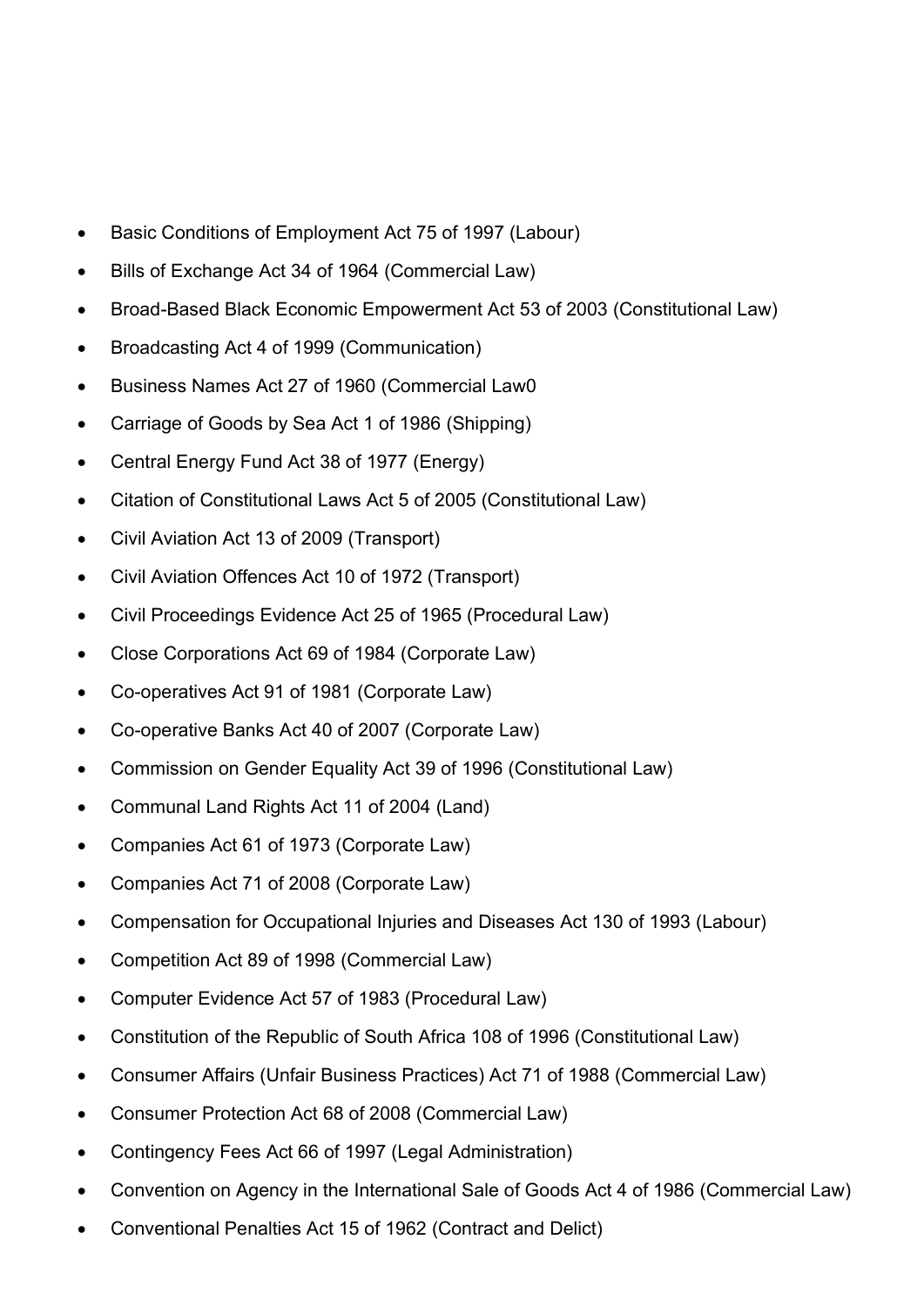- Basic Conditions of Employment Act 75 of 1997 (Labour)
- Bills of Exchange Act 34 of 1964 (Commercial Law)
- Broad-Based Black Economic Empowerment Act 53 of 2003 (Constitutional Law)
- Broadcasting Act 4 of 1999 (Communication)
- Business Names Act 27 of 1960 (Commercial Law0
- Carriage of Goods by Sea Act 1 of 1986 (Shipping)
- Central Energy Fund Act 38 of 1977 (Energy)
- Citation of Constitutional Laws Act 5 of 2005 (Constitutional Law)
- Civil Aviation Act 13 of 2009 (Transport)
- Civil Aviation Offences Act 10 of 1972 (Transport)
- Civil Proceedings Evidence Act 25 of 1965 (Procedural Law)
- Close Corporations Act 69 of 1984 (Corporate Law)
- Co-operatives Act 91 of 1981 (Corporate Law)
- Co-operative Banks Act 40 of 2007 (Corporate Law)
- Commission on Gender Equality Act 39 of 1996 (Constitutional Law)
- Communal Land Rights Act 11 of 2004 (Land)
- Companies Act 61 of 1973 (Corporate Law)
- Companies Act 71 of 2008 (Corporate Law)
- Compensation for Occupational Injuries and Diseases Act 130 of 1993 (Labour)
- Competition Act 89 of 1998 (Commercial Law)
- Computer Evidence Act 57 of 1983 (Procedural Law)
- Constitution of the Republic of South Africa 108 of 1996 (Constitutional Law)
- Consumer Affairs (Unfair Business Practices) Act 71 of 1988 (Commercial Law)
- Consumer Protection Act 68 of 2008 (Commercial Law)
- Contingency Fees Act 66 of 1997 (Legal Administration)
- Convention on Agency in the International Sale of Goods Act 4 of 1986 (Commercial Law)
- Conventional Penalties Act 15 of 1962 (Contract and Delict)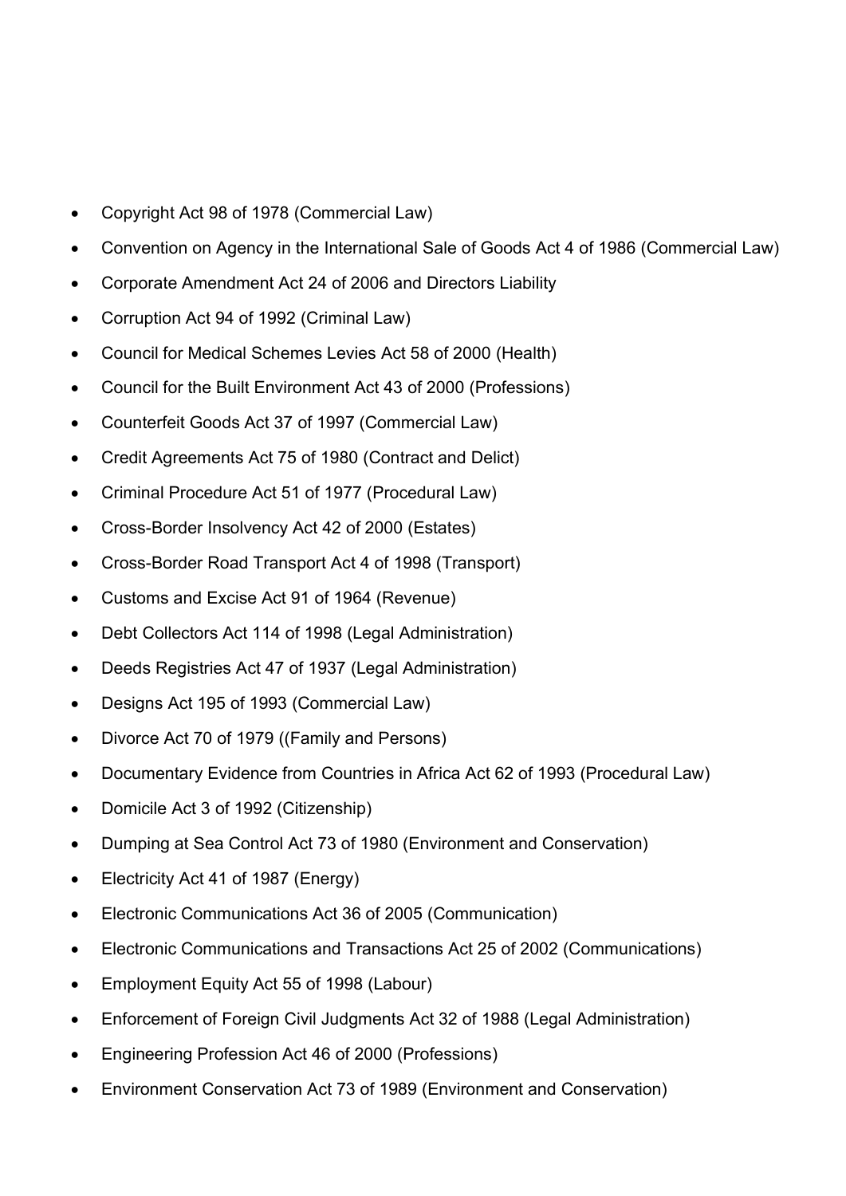- Copyright Act 98 of 1978 (Commercial Law)
- Convention on Agency in the International Sale of Goods Act 4 of 1986 (Commercial Law)
- Corporate Amendment Act 24 of 2006 and Directors Liability
- Corruption Act 94 of 1992 (Criminal Law)
- Council for Medical Schemes Levies Act 58 of 2000 (Health)
- Council for the Built Environment Act 43 of 2000 (Professions)
- Counterfeit Goods Act 37 of 1997 (Commercial Law)
- Credit Agreements Act 75 of 1980 (Contract and Delict)
- Criminal Procedure Act 51 of 1977 (Procedural Law)
- Cross-Border Insolvency Act 42 of 2000 (Estates)
- Cross-Border Road Transport Act 4 of 1998 (Transport)
- Customs and Excise Act 91 of 1964 (Revenue)
- Debt Collectors Act 114 of 1998 (Legal Administration)
- Deeds Registries Act 47 of 1937 (Legal Administration)
- Designs Act 195 of 1993 (Commercial Law)
- Divorce Act 70 of 1979 ((Family and Persons)
- Documentary Evidence from Countries in Africa Act 62 of 1993 (Procedural Law)
- Domicile Act 3 of 1992 (Citizenship)
- Dumping at Sea Control Act 73 of 1980 (Environment and Conservation)
- Electricity Act 41 of 1987 (Energy)
- Electronic Communications Act 36 of 2005 (Communication)
- Electronic Communications and Transactions Act 25 of 2002 (Communications)
- Employment Equity Act 55 of 1998 (Labour)
- Enforcement of Foreign Civil Judgments Act 32 of 1988 (Legal Administration)
- Engineering Profession Act 46 of 2000 (Professions)
- Environment Conservation Act 73 of 1989 (Environment and Conservation)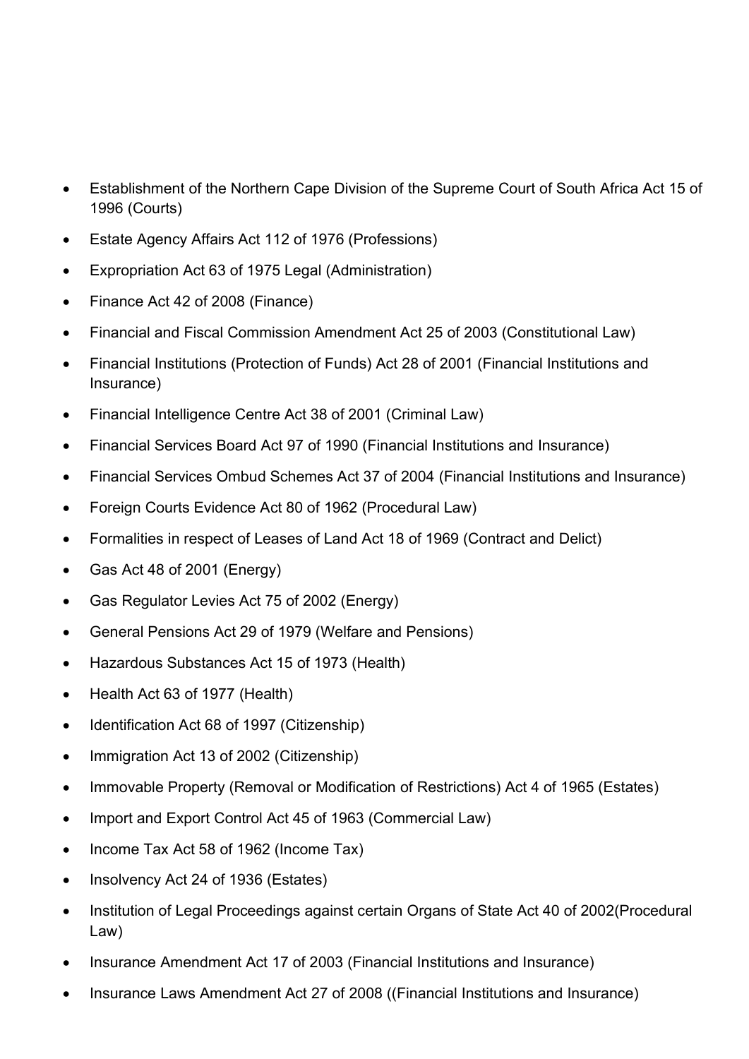- Establishment of the Northern Cape Division of the Supreme Court of South Africa Act 15 of 1996 (Courts)
- Estate Agency Affairs Act 112 of 1976 (Professions)
- Expropriation Act 63 of 1975 Legal (Administration)
- Finance Act 42 of 2008 (Finance)
- Financial and Fiscal Commission Amendment Act 25 of 2003 (Constitutional Law)
- Financial Institutions (Protection of Funds) Act 28 of 2001 (Financial Institutions and Insurance)
- Financial Intelligence Centre Act 38 of 2001 (Criminal Law)
- Financial Services Board Act 97 of 1990 (Financial Institutions and Insurance)
- Financial Services Ombud Schemes Act 37 of 2004 (Financial Institutions and Insurance)
- Foreign Courts Evidence Act 80 of 1962 (Procedural Law)
- Formalities in respect of Leases of Land Act 18 of 1969 (Contract and Delict)
- Gas Act 48 of 2001 (Energy)
- Gas Regulator Levies Act 75 of 2002 (Energy)
- General Pensions Act 29 of 1979 (Welfare and Pensions)
- Hazardous Substances Act 15 of 1973 (Health)
- Health Act 63 of 1977 (Health)
- Identification Act 68 of 1997 (Citizenship)
- Immigration Act 13 of 2002 (Citizenship)
- Immovable Property (Removal or Modification of Restrictions) Act 4 of 1965 (Estates)
- Import and Export Control Act 45 of 1963 (Commercial Law)
- Income Tax Act 58 of 1962 (Income Tax)
- Insolvency Act 24 of 1936 (Estates)
- Institution of Legal Proceedings against certain Organs of State Act 40 of 2002(Procedural Law)
- Insurance Amendment Act 17 of 2003 (Financial Institutions and Insurance)
- Insurance Laws Amendment Act 27 of 2008 ((Financial Institutions and Insurance)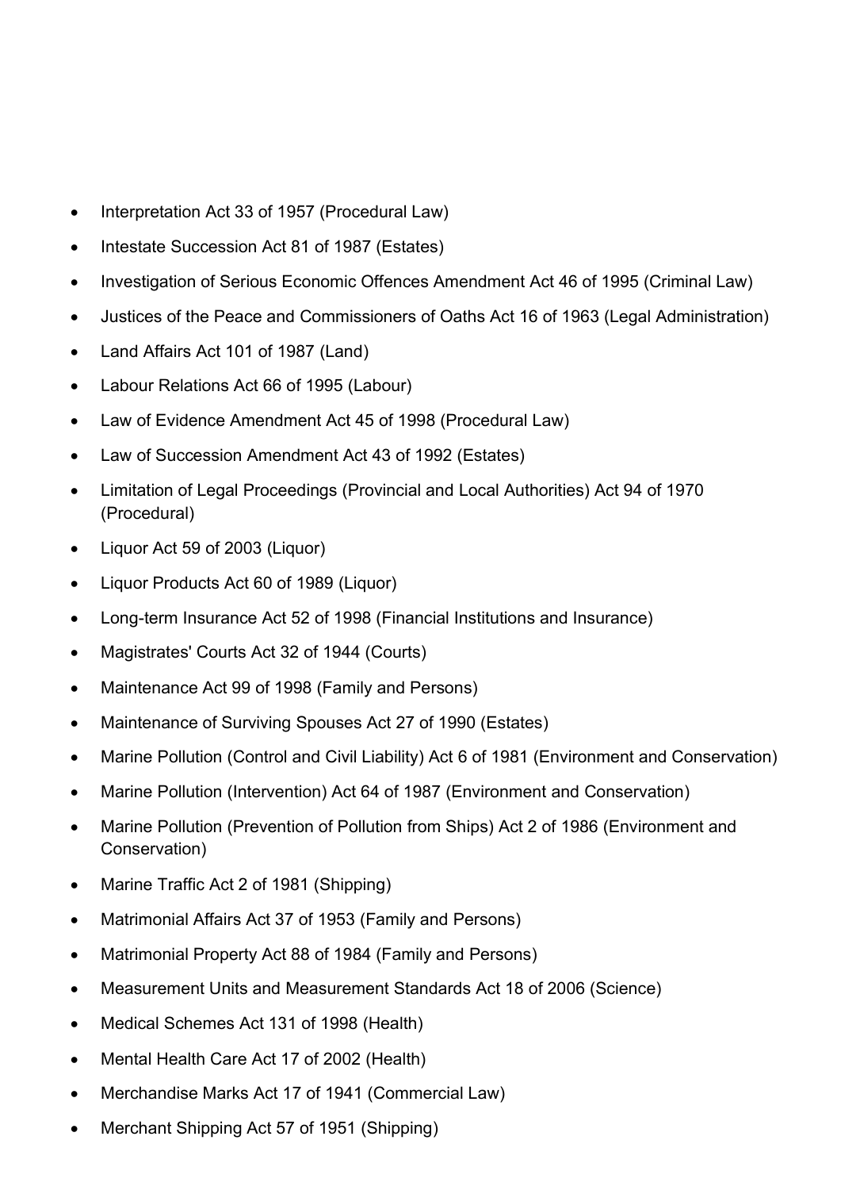- Interpretation Act 33 of 1957 (Procedural Law)
- Intestate Succession Act 81 of 1987 (Estates)
- Investigation of Serious Economic Offences Amendment Act 46 of 1995 (Criminal Law)
- Justices of the Peace and Commissioners of Oaths Act 16 of 1963 (Legal Administration)
- Land Affairs Act 101 of 1987 (Land)
- Labour Relations Act 66 of 1995 (Labour)
- Law of Evidence Amendment Act 45 of 1998 (Procedural Law)
- Law of Succession Amendment Act 43 of 1992 (Estates)
- Limitation of Legal Proceedings (Provincial and Local Authorities) Act 94 of 1970 (Procedural)
- Liquor Act 59 of 2003 (Liquor)
- Liquor Products Act 60 of 1989 (Liquor)
- Long-term Insurance Act 52 of 1998 (Financial Institutions and Insurance)
- Magistrates' Courts Act 32 of 1944 (Courts)
- Maintenance Act 99 of 1998 (Family and Persons)
- Maintenance of Surviving Spouses Act 27 of 1990 (Estates)
- Marine Pollution (Control and Civil Liability) Act 6 of 1981 (Environment and Conservation)
- Marine Pollution (Intervention) Act 64 of 1987 (Environment and Conservation)
- Marine Pollution (Prevention of Pollution from Ships) Act 2 of 1986 (Environment and Conservation)
- Marine Traffic Act 2 of 1981 (Shipping)
- Matrimonial Affairs Act 37 of 1953 (Family and Persons)
- Matrimonial Property Act 88 of 1984 (Family and Persons)
- Measurement Units and Measurement Standards Act 18 of 2006 (Science)
- Medical Schemes Act 131 of 1998 (Health)
- Mental Health Care Act 17 of 2002 (Health)
- Merchandise Marks Act 17 of 1941 (Commercial Law)
- Merchant Shipping Act 57 of 1951 (Shipping)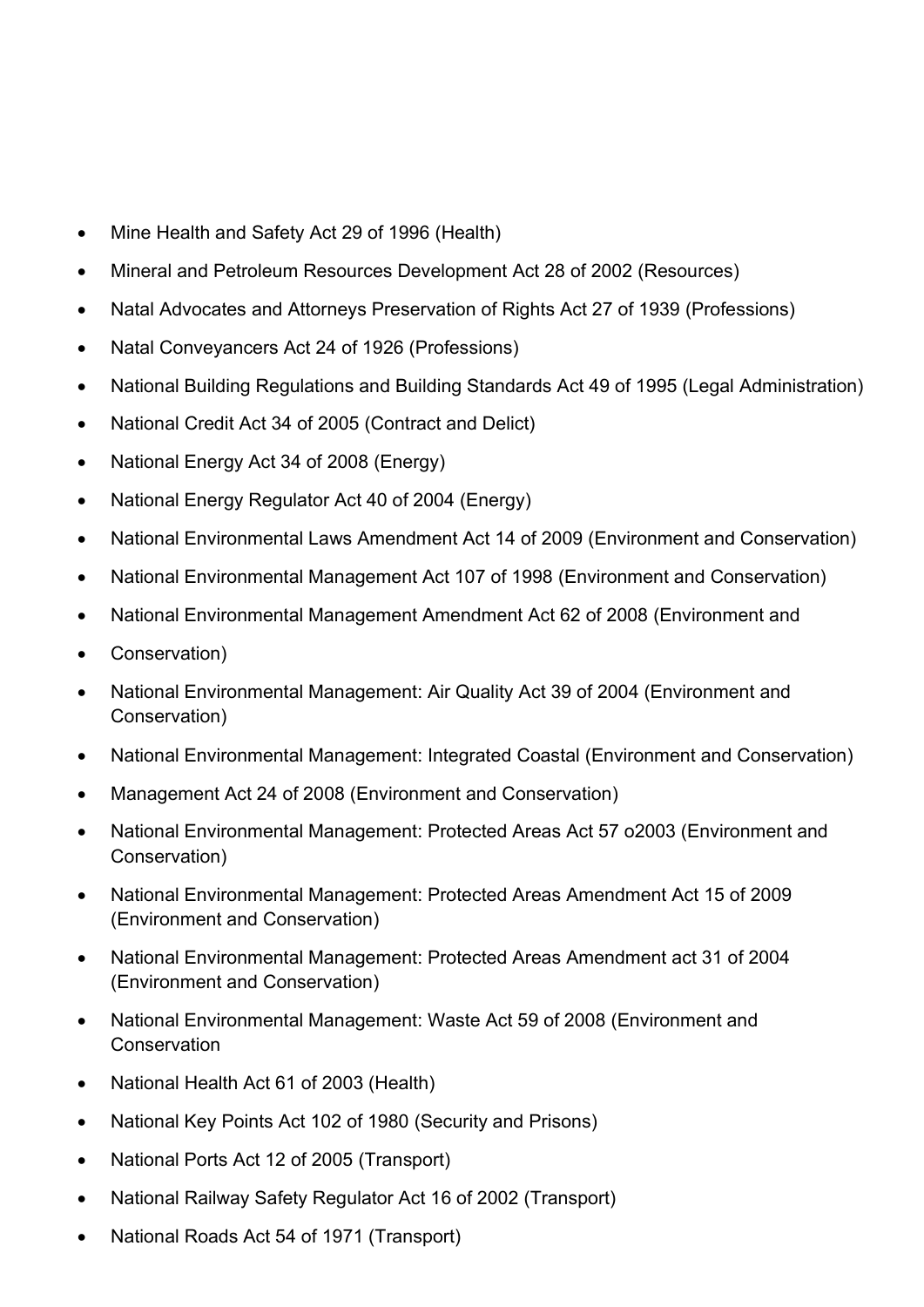- Mine Health and Safety Act 29 of 1996 (Health)
- Mineral and Petroleum Resources Development Act 28 of 2002 (Resources)
- Natal Advocates and Attorneys Preservation of Rights Act 27 of 1939 (Professions)
- Natal Conveyancers Act 24 of 1926 (Professions)
- National Building Regulations and Building Standards Act 49 of 1995 (Legal Administration)
- National Credit Act 34 of 2005 (Contract and Delict)
- National Energy Act 34 of 2008 (Energy)
- National Energy Regulator Act 40 of 2004 (Energy)
- National Environmental Laws Amendment Act 14 of 2009 (Environment and Conservation)
- National Environmental Management Act 107 of 1998 (Environment and Conservation)
- National Environmental Management Amendment Act 62 of 2008 (Environment and
- Conservation)
- National Environmental Management: Air Quality Act 39 of 2004 (Environment and Conservation)
- National Environmental Management: Integrated Coastal (Environment and Conservation)
- Management Act 24 of 2008 (Environment and Conservation)
- National Environmental Management: Protected Areas Act 57 o2003 (Environment and Conservation)
- National Environmental Management: Protected Areas Amendment Act 15 of 2009 (Environment and Conservation)
- National Environmental Management: Protected Areas Amendment act 31 of 2004 (Environment and Conservation)
- National Environmental Management: Waste Act 59 of 2008 (Environment and Conservation
- National Health Act 61 of 2003 (Health)
- National Key Points Act 102 of 1980 (Security and Prisons)
- National Ports Act 12 of 2005 (Transport)
- National Railway Safety Regulator Act 16 of 2002 (Transport)
- National Roads Act 54 of 1971 (Transport)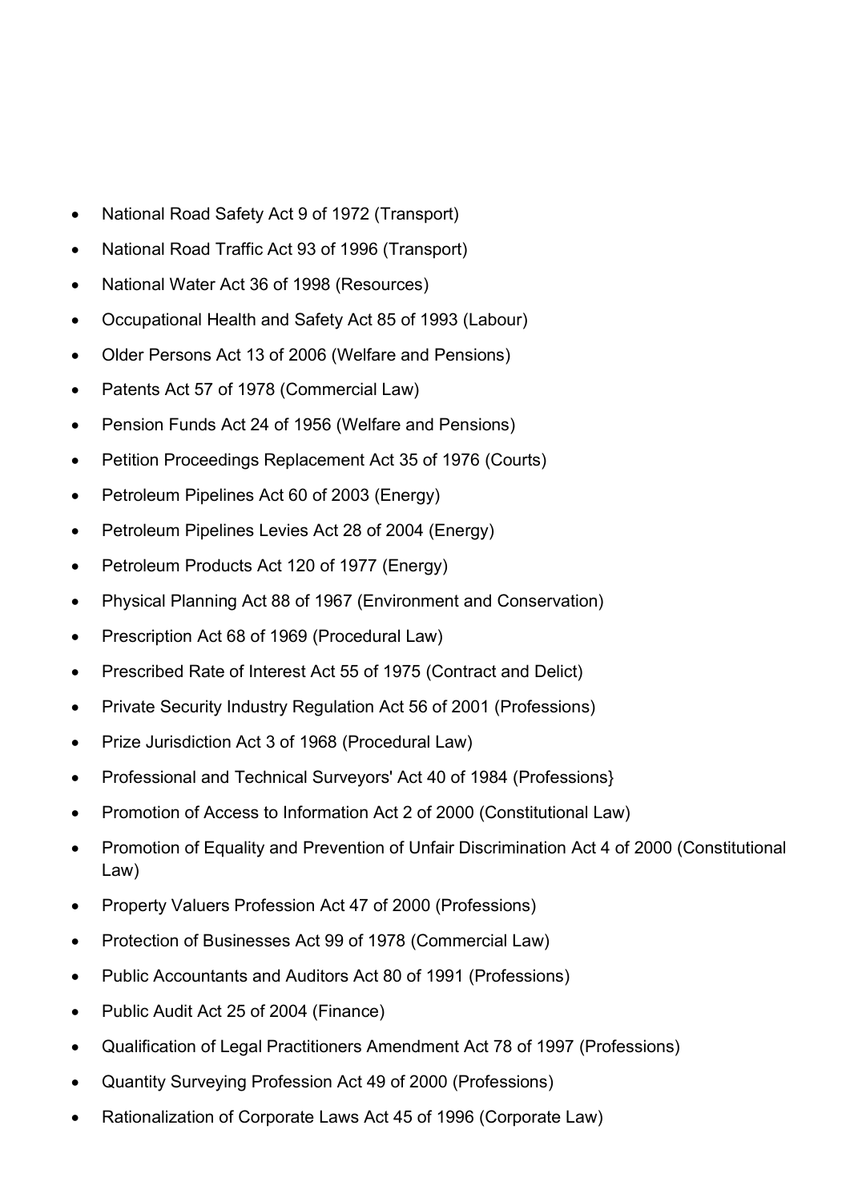- National Road Safety Act 9 of 1972 (Transport)
- National Road Traffic Act 93 of 1996 (Transport)
- National Water Act 36 of 1998 (Resources)
- Occupational Health and Safety Act 85 of 1993 (Labour)
- Older Persons Act 13 of 2006 (Welfare and Pensions)
- Patents Act 57 of 1978 (Commercial Law)
- Pension Funds Act 24 of 1956 (Welfare and Pensions)
- Petition Proceedings Replacement Act 35 of 1976 (Courts)
- Petroleum Pipelines Act 60 of 2003 (Energy)
- Petroleum Pipelines Levies Act 28 of 2004 (Energy)
- Petroleum Products Act 120 of 1977 (Energy)
- Physical Planning Act 88 of 1967 (Environment and Conservation)
- Prescription Act 68 of 1969 (Procedural Law)
- Prescribed Rate of Interest Act 55 of 1975 (Contract and Delict)
- Private Security Industry Regulation Act 56 of 2001 (Professions)
- Prize Jurisdiction Act 3 of 1968 (Procedural Law)
- Professional and Technical Surveyors' Act 40 of 1984 (Professions}
- Promotion of Access to Information Act 2 of 2000 (Constitutional Law)
- Promotion of Equality and Prevention of Unfair Discrimination Act 4 of 2000 (Constitutional Law)
- Property Valuers Profession Act 47 of 2000 (Professions)
- Protection of Businesses Act 99 of 1978 (Commercial Law)
- Public Accountants and Auditors Act 80 of 1991 (Professions)
- Public Audit Act 25 of 2004 (Finance)
- Qualification of Legal Practitioners Amendment Act 78 of 1997 (Professions)
- Quantity Surveying Profession Act 49 of 2000 (Professions)
- Rationalization of Corporate Laws Act 45 of 1996 (Corporate Law)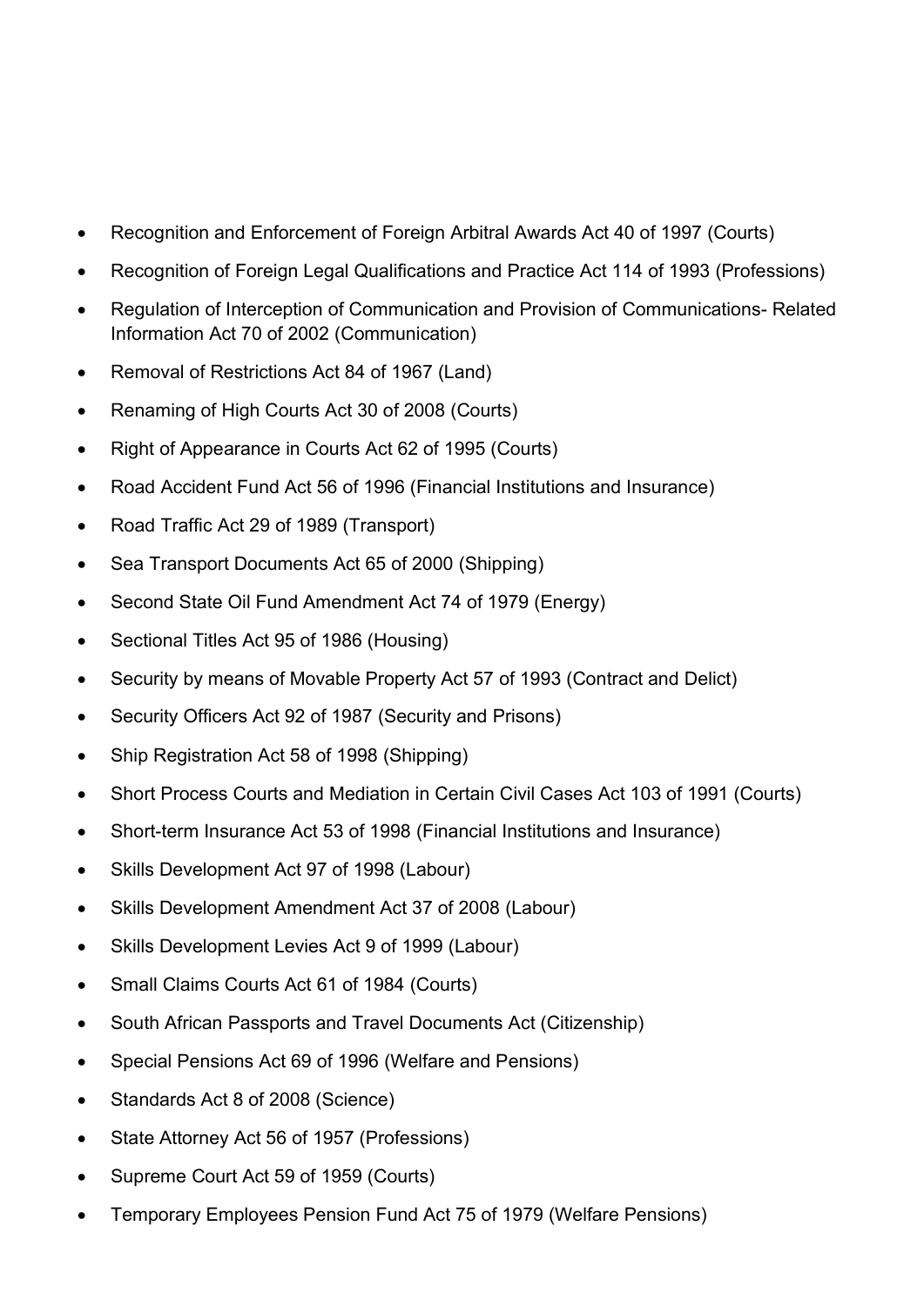- Recognition and Enforcement of Foreign Arbitral Awards Act 40 of 1997 (Courts)
- Recognition of Foreign Legal Qualifications and Practice Act 114 of 1993 (Professions)
- Regulation of Interception of Communication and Provision of Communications- Related Information Act 70 of 2002 (Communication)
- Removal of Restrictions Act 84 of 1967 (Land)
- Renaming of High Courts Act 30 of 2008 (Courts)
- Right of Appearance in Courts Act 62 of 1995 (Courts)
- Road Accident Fund Act 56 of 1996 (Financial Institutions and Insurance)
- Road Traffic Act 29 of 1989 (Transport)
- Sea Transport Documents Act 65 of 2000 (Shipping)
- Second State Oil Fund Amendment Act 74 of 1979 (Energy)
- Sectional Titles Act 95 of 1986 (Housing)
- Security by means of Movable Property Act 57 of 1993 (Contract and Delict)
- Security Officers Act 92 of 1987 (Security and Prisons)
- Ship Registration Act 58 of 1998 (Shipping)
- Short Process Courts and Mediation in Certain Civil Cases Act 103 of 1991 (Courts)
- Short-term Insurance Act 53 of 1998 (Financial Institutions and Insurance)
- Skills Development Act 97 of 1998 (Labour)
- Skills Development Amendment Act 37 of 2008 (Labour)
- Skills Development Levies Act 9 of 1999 (Labour)
- Small Claims Courts Act 61 of 1984 (Courts)
- South African Passports and Travel Documents Act (Citizenship)
- Special Pensions Act 69 of 1996 (Welfare and Pensions)
- Standards Act 8 of 2008 (Science)
- State Attorney Act 56 of 1957 (Professions)
- Supreme Court Act 59 of 1959 (Courts)
- Temporary Employees Pension Fund Act 75 of 1979 (Welfare Pensions)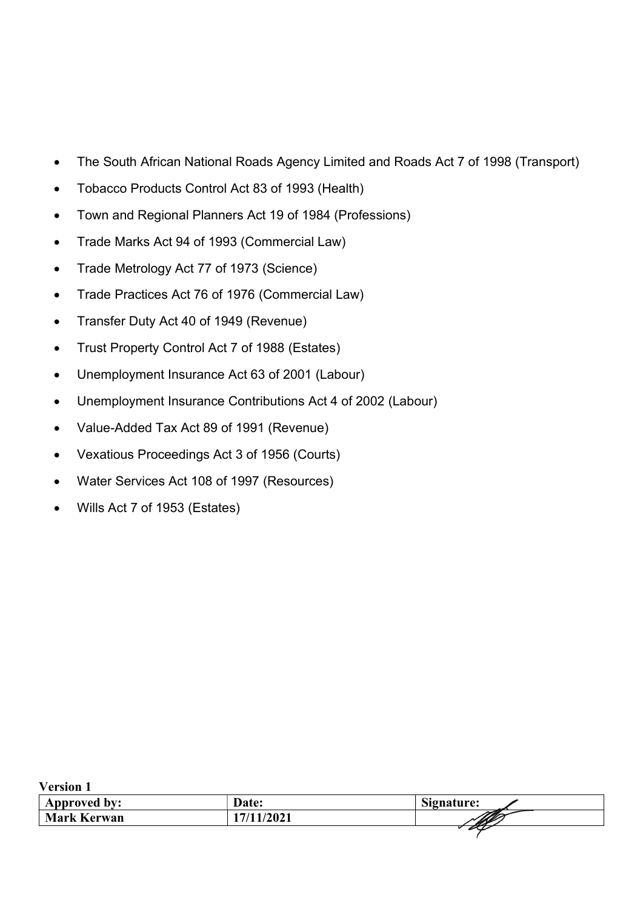- The South African National Roads Agency Limited and Roads Act 7 of 1998 (Transport)
- Tobacco Products Control Act 83 of 1993 (Health)
- Town and Regional Planners Act 19 of 1984 (Professions)
- Trade Marks Act 94 of 1993 (Commercial Law)
- Trade Metrology Act 77 of 1973 (Science)
- Trade Practices Act 76 of 1976 (Commercial Law)
- Transfer Duty Act 40 of 1949 (Revenue)
- Trust Property Control Act 7 of 1988 (Estates)
- Unemployment Insurance Act 63 of 2001 (Labour)
- Unemployment Insurance Contributions Act 4 of 2002 (Labour)
- Value-Added Tax Act 89 of 1991 (Revenue)
- Vexatious Proceedings Act 3 of 1956 (Courts)
- Water Services Act 108 of 1997 (Resources)
- Wills Act 7 of 1953 (Estates)

**Version 1**

| Approved by: | Date: | Signature: |
|---|---|---|
| Mark Kerwan | 17/11/2021 | |